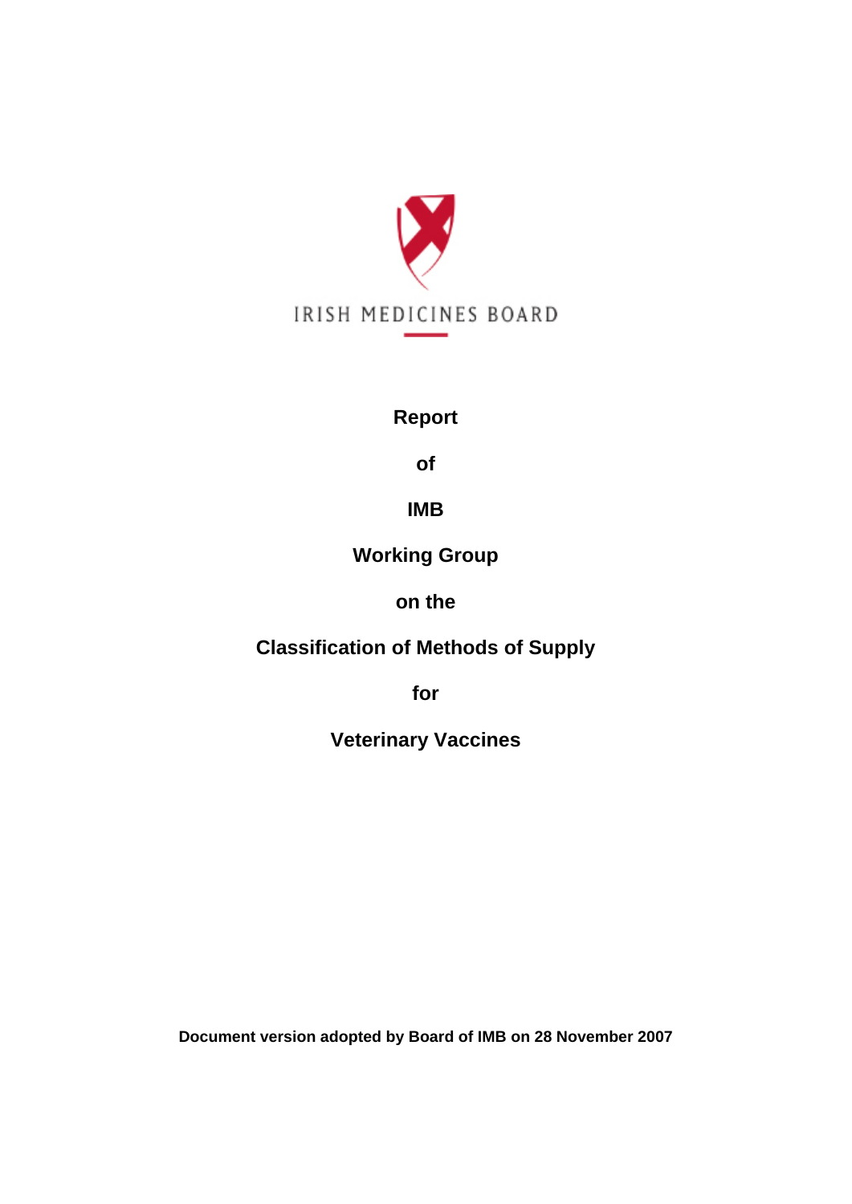IRISH MEDICINES BOARD

# Report

# of

# IMB

# Working Group

# on the

# Classification of Methods of Supply

# for

# Veterinary Vaccines

**Document version adopted by Board of IMB on 28 November 2007**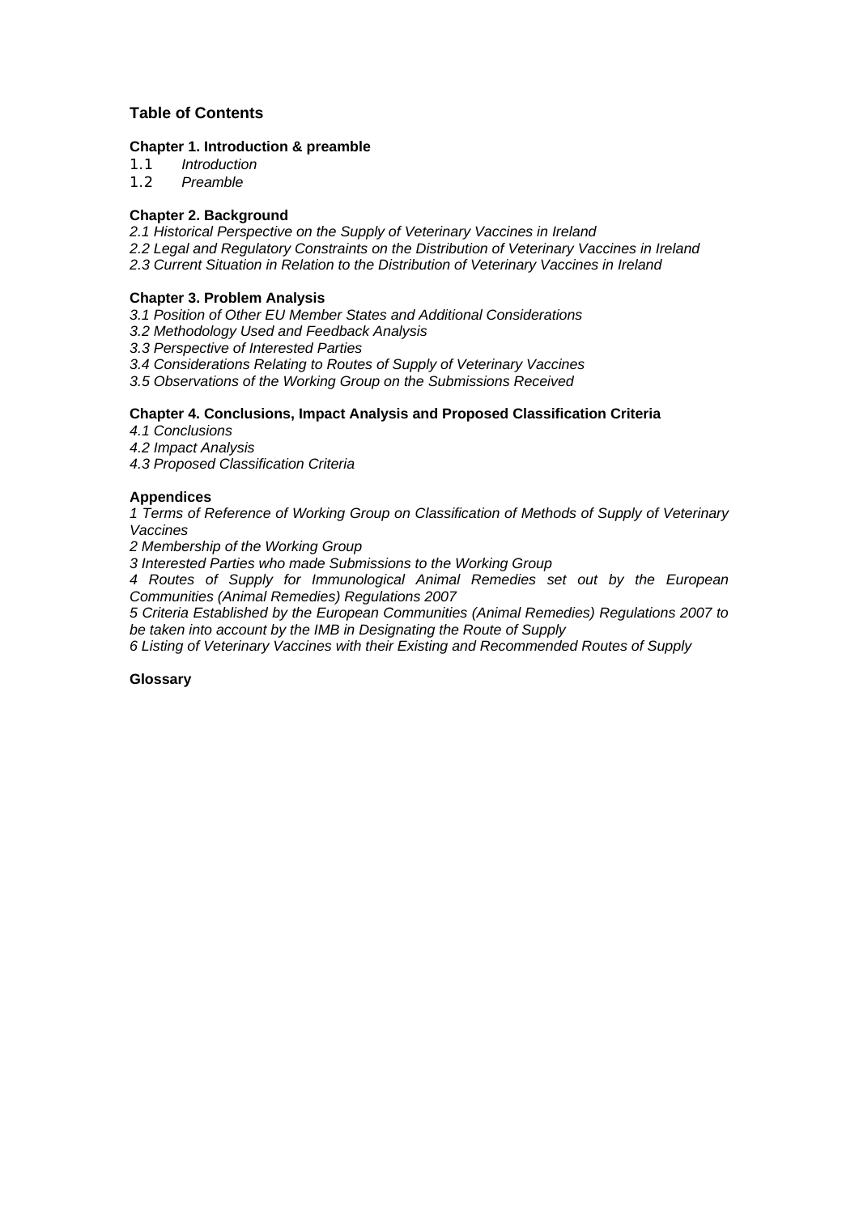## Table of Contents

**Chapter 1. Introduction & preamble**

1.1 *Introduction*
1.2 *Preamble*

**Chapter 2. Background**

*2.1 Historical Perspective on the Supply of Veterinary Vaccines in Ireland*
*2.2 Legal and Regulatory Constraints on the Distribution of Veterinary Vaccines in Ireland*
*2.3 Current Situation in Relation to the Distribution of Veterinary Vaccines in Ireland*

**Chapter 3. Problem Analysis**

*3.1 Position of Other EU Member States and Additional Considerations*
*3.2 Methodology Used and Feedback Analysis*
*3.3 Perspective of Interested Parties*
*3.4 Considerations Relating to Routes of Supply of Veterinary Vaccines*
*3.5 Observations of the Working Group on the Submissions Received*

**Chapter 4. Conclusions, Impact Analysis and Proposed Classification Criteria**

*4.1 Conclusions*
*4.2 Impact Analysis*
*4.3 Proposed Classification Criteria*

**Appendices**

*1 Terms of Reference of Working Group on Classification of Methods of Supply of Veterinary Vaccines*
*2 Membership of the Working Group*
*3 Interested Parties who made Submissions to the Working Group*
*4 Routes of Supply for Immunological Animal Remedies set out by the European Communities (Animal Remedies) Regulations 2007*
*5 Criteria Established by the European Communities (Animal Remedies) Regulations 2007 to be taken into account by the IMB in Designating the Route of Supply*
*6 Listing of Veterinary Vaccines with their Existing and Recommended Routes of Supply*

**Glossary**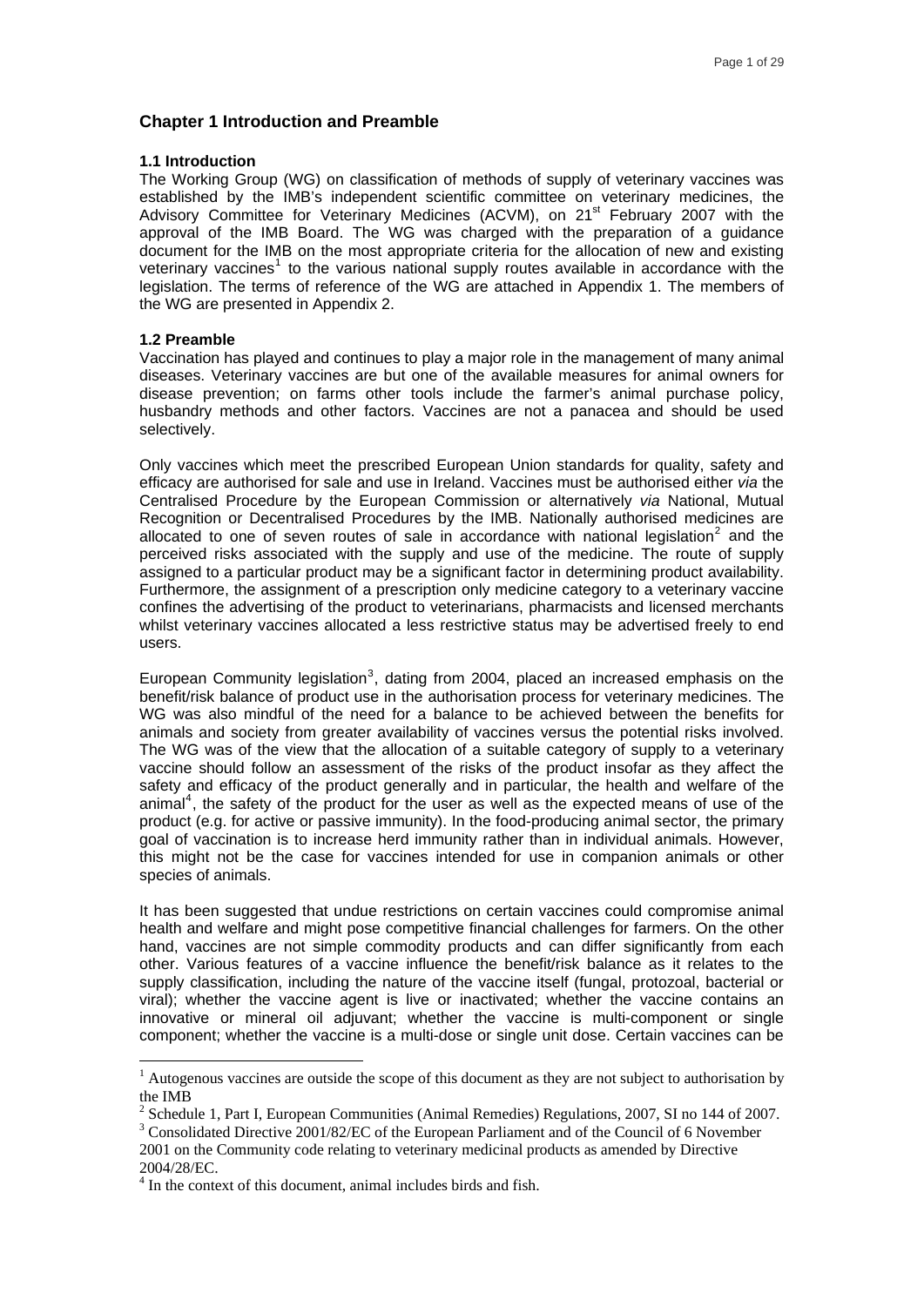## Chapter 1 Introduction and Preamble

### 1.1 Introduction

The Working Group (WG) on classification of methods of supply of veterinary vaccines was established by the IMB's independent scientific committee on veterinary medicines, the Advisory Committee for Veterinary Medicines (ACVM), on 21st February 2007 with the approval of the IMB Board. The WG was charged with the preparation of a guidance document for the IMB on the most appropriate criteria for the allocation of new and existing veterinary vaccines[1] to the various national supply routes available in accordance with the legislation. The terms of reference of the WG are attached in Appendix 1. The members of the WG are presented in Appendix 2.

### 1.2 Preamble

Vaccination has played and continues to play a major role in the management of many animal diseases. Veterinary vaccines are but one of the available measures for animal owners for disease prevention; on farms other tools include the farmer's animal purchase policy, husbandry methods and other factors. Vaccines are not a panacea and should be used selectively.

Only vaccines which meet the prescribed European Union standards for quality, safety and efficacy are authorised for sale and use in Ireland. Vaccines must be authorised either *via* the Centralised Procedure by the European Commission or alternatively *via* National, Mutual Recognition or Decentralised Procedures by the IMB. Nationally authorised medicines are allocated to one of seven routes of sale in accordance with national legislation[2] and the perceived risks associated with the supply and use of the medicine. The route of supply assigned to a particular product may be a significant factor in determining product availability. Furthermore, the assignment of a prescription only medicine category to a veterinary vaccine confines the advertising of the product to veterinarians, pharmacists and licensed merchants whilst veterinary vaccines allocated a less restrictive status may be advertised freely to end users.

European Community legislation[3], dating from 2004, placed an increased emphasis on the benefit/risk balance of product use in the authorisation process for veterinary medicines. The WG was also mindful of the need for a balance to be achieved between the benefits for animals and society from greater availability of vaccines versus the potential risks involved. The WG was of the view that the allocation of a suitable category of supply to a veterinary vaccine should follow an assessment of the risks of the product insofar as they affect the safety and efficacy of the product generally and in particular, the health and welfare of the animal[4], the safety of the product for the user as well as the expected means of use of the product (e.g. for active or passive immunity). In the food-producing animal sector, the primary goal of vaccination is to increase herd immunity rather than in individual animals. However, this might not be the case for vaccines intended for use in companion animals or other species of animals.

It has been suggested that undue restrictions on certain vaccines could compromise animal health and welfare and might pose competitive financial challenges for farmers. On the other hand, vaccines are not simple commodity products and can differ significantly from each other. Various features of a vaccine influence the benefit/risk balance as it relates to the supply classification, including the nature of the vaccine itself (fungal, protozoal, bacterial or viral); whether the vaccine agent is live or inactivated; whether the vaccine contains an innovative or mineral oil adjuvant; whether the vaccine is multi-component or single component; whether the vaccine is a multi-dose or single unit dose. Certain vaccines can be

---

[1] Autogenous vaccines are outside the scope of this document as they are not subject to authorisation by the IMB

[2] Schedule 1, Part I, European Communities (Animal Remedies) Regulations, 2007, SI no 144 of 2007.

[3] Consolidated Directive 2001/82/EC of the European Parliament and of the Council of 6 November 2001 on the Community code relating to veterinary medicinal products as amended by Directive 2004/28/EC.

[4] In the context of this document, animal includes birds and fish.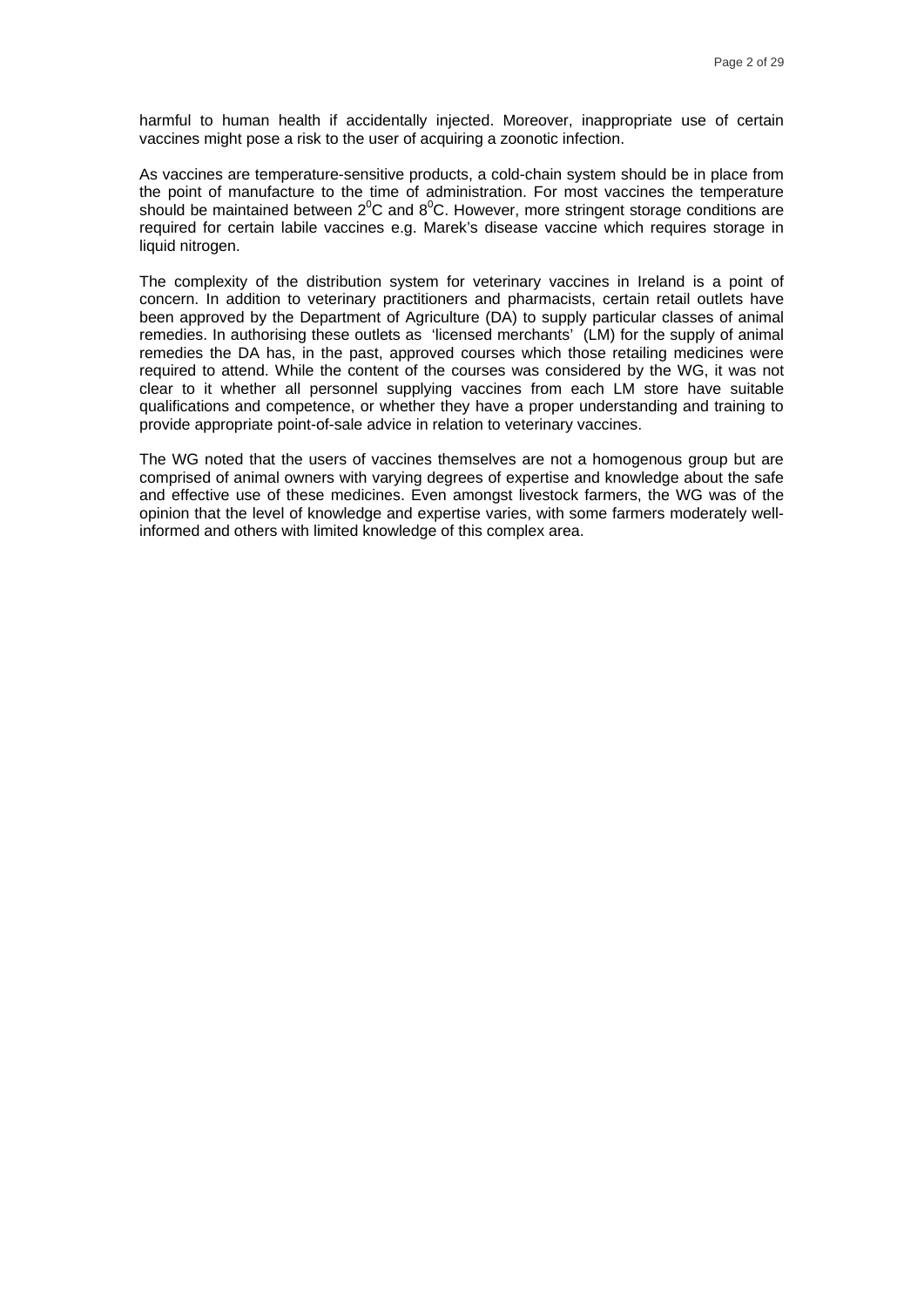harmful to human health if accidentally injected. Moreover, inappropriate use of certain vaccines might pose a risk to the user of acquiring a zoonotic infection.

As vaccines are temperature-sensitive products, a cold-chain system should be in place from the point of manufacture to the time of administration. For most vaccines the temperature should be maintained between $2^0$C and $8^0$C. However, more stringent storage conditions are required for certain labile vaccines e.g. Marek's disease vaccine which requires storage in liquid nitrogen.

The complexity of the distribution system for veterinary vaccines in Ireland is a point of concern. In addition to veterinary practitioners and pharmacists, certain retail outlets have been approved by the Department of Agriculture (DA) to supply particular classes of animal remedies. In authorising these outlets as 'licensed merchants' (LM) for the supply of animal remedies the DA has, in the past, approved courses which those retailing medicines were required to attend. While the content of the courses was considered by the WG, it was not clear to it whether all personnel supplying vaccines from each LM store have suitable qualifications and competence, or whether they have a proper understanding and training to provide appropriate point-of-sale advice in relation to veterinary vaccines.

The WG noted that the users of vaccines themselves are not a homogenous group but are comprised of animal owners with varying degrees of expertise and knowledge about the safe and effective use of these medicines. Even amongst livestock farmers, the WG was of the opinion that the level of knowledge and expertise varies, with some farmers moderately well-informed and others with limited knowledge of this complex area.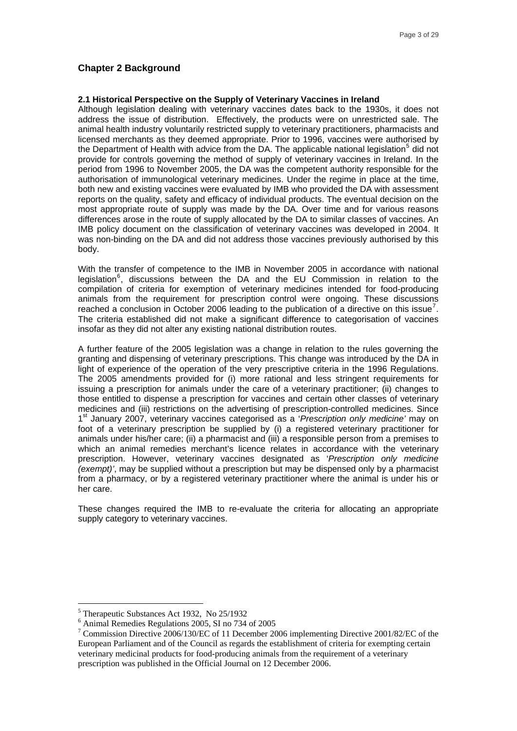## Chapter 2 Background

### 2.1 Historical Perspective on the Supply of Veterinary Vaccines in Ireland

Although legislation dealing with veterinary vaccines dates back to the 1930s, it does not address the issue of distribution. Effectively, the products were on unrestricted sale. The animal health industry voluntarily restricted supply to veterinary practitioners, pharmacists and licensed merchants as they deemed appropriate. Prior to 1996, vaccines were authorised by the Department of Health with advice from the DA. The applicable national legislation[5] did not provide for controls governing the method of supply of veterinary vaccines in Ireland. In the period from 1996 to November 2005, the DA was the competent authority responsible for the authorisation of immunological veterinary medicines. Under the regime in place at the time, both new and existing vaccines were evaluated by IMB who provided the DA with assessment reports on the quality, safety and efficacy of individual products. The eventual decision on the most appropriate route of supply was made by the DA. Over time and for various reasons differences arose in the route of supply allocated by the DA to similar classes of vaccines. An IMB policy document on the classification of veterinary vaccines was developed in 2004. It was non-binding on the DA and did not address those vaccines previously authorised by this body.

With the transfer of competence to the IMB in November 2005 in accordance with national legislation[6], discussions between the DA and the EU Commission in relation to the compilation of criteria for exemption of veterinary medicines intended for food-producing animals from the requirement for prescription control were ongoing. These discussions reached a conclusion in October 2006 leading to the publication of a directive on this issue[7]. The criteria established did not make a significant difference to categorisation of vaccines insofar as they did not alter any existing national distribution routes.

A further feature of the 2005 legislation was a change in relation to the rules governing the granting and dispensing of veterinary prescriptions. This change was introduced by the DA in light of experience of the operation of the very prescriptive criteria in the 1996 Regulations. The 2005 amendments provided for (i) more rational and less stringent requirements for issuing a prescription for animals under the care of a veterinary practitioner; (ii) changes to those entitled to dispense a prescription for vaccines and certain other classes of veterinary medicines and (iii) restrictions on the advertising of prescription-controlled medicines. Since 1st January 2007, veterinary vaccines categorised as a '*Prescription only medicine'* may on foot of a veterinary prescription be supplied by (i) a registered veterinary practitioner for animals under his/her care; (ii) a pharmacist and (iii) a responsible person from a premises to which an animal remedies merchant's licence relates in accordance with the veterinary prescription. However, veterinary vaccines designated as '*Prescription only medicine (exempt)'*, may be supplied without a prescription but may be dispensed only by a pharmacist from a pharmacy, or by a registered veterinary practitioner where the animal is under his or her care.

These changes required the IMB to re-evaluate the criteria for allocating an appropriate supply category to veterinary vaccines.

---

[5] Therapeutic Substances Act 1932, No 25/1932

[6] Animal Remedies Regulations 2005, SI no 734 of 2005

[7] Commission Directive 2006/130/EC of 11 December 2006 implementing Directive 2001/82/EC of the European Parliament and of the Council as regards the establishment of criteria for exempting certain veterinary medicinal products for food-producing animals from the requirement of a veterinary prescription was published in the Official Journal on 12 December 2006.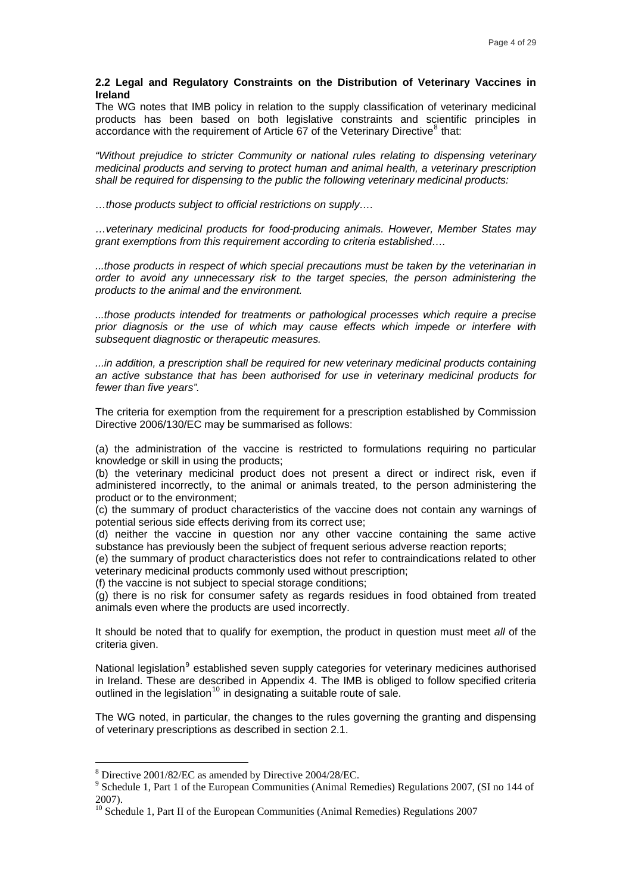### 2.2 Legal and Regulatory Constraints on the Distribution of Veterinary Vaccines in Ireland

The WG notes that IMB policy in relation to the supply classification of veterinary medicinal products has been based on both legislative constraints and scientific principles in accordance with the requirement of Article 67 of the Veterinary Directive[8] that:

*"Without prejudice to stricter Community or national rules relating to dispensing veterinary medicinal products and serving to protect human and animal health, a veterinary prescription shall be required for dispensing to the public the following veterinary medicinal products:*

*…those products subject to official restrictions on supply….*

*…veterinary medicinal products for food-producing animals. However, Member States may grant exemptions from this requirement according to criteria established….*

*...those products in respect of which special precautions must be taken by the veterinarian in order to avoid any unnecessary risk to the target species, the person administering the products to the animal and the environment.*

*...those products intended for treatments or pathological processes which require a precise prior diagnosis or the use of which may cause effects which impede or interfere with subsequent diagnostic or therapeutic measures.*

*...in addition, a prescription shall be required for new veterinary medicinal products containing an active substance that has been authorised for use in veterinary medicinal products for fewer than five years".*

The criteria for exemption from the requirement for a prescription established by Commission Directive 2006/130/EC may be summarised as follows:

(a) the administration of the vaccine is restricted to formulations requiring no particular knowledge or skill in using the products;
(b) the veterinary medicinal product does not present a direct or indirect risk, even if administered incorrectly, to the animal or animals treated, to the person administering the product or to the environment;
(c) the summary of product characteristics of the vaccine does not contain any warnings of potential serious side effects deriving from its correct use;
(d) neither the vaccine in question nor any other vaccine containing the same active substance has previously been the subject of frequent serious adverse reaction reports;
(e) the summary of product characteristics does not refer to contraindications related to other veterinary medicinal products commonly used without prescription;
(f) the vaccine is not subject to special storage conditions;
(g) there is no risk for consumer safety as regards residues in food obtained from treated animals even where the products are used incorrectly.

It should be noted that to qualify for exemption, the product in question must meet *all* of the criteria given.

National legislation[9] established seven supply categories for veterinary medicines authorised in Ireland. These are described in Appendix 4. The IMB is obliged to follow specified criteria outlined in the legislation[10] in designating a suitable route of sale.

The WG noted, in particular, the changes to the rules governing the granting and dispensing of veterinary prescriptions as described in section 2.1.

---

[8] Directive 2001/82/EC as amended by Directive 2004/28/EC.
[9] Schedule 1, Part 1 of the European Communities (Animal Remedies) Regulations 2007, (SI no 144 of 2007).
[10] Schedule 1, Part II of the European Communities (Animal Remedies) Regulations 2007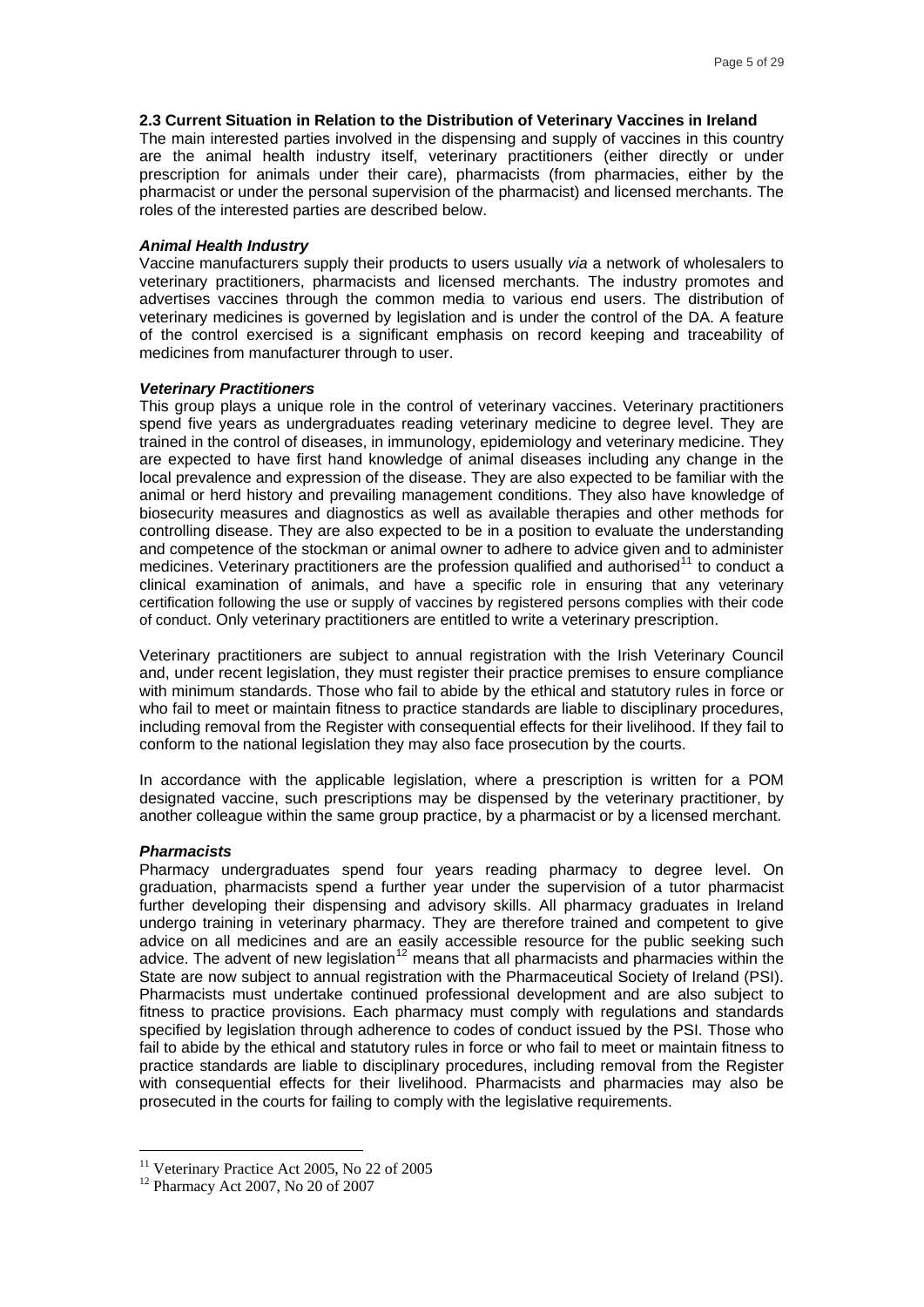### 2.3 Current Situation in Relation to the Distribution of Veterinary Vaccines in Ireland

The main interested parties involved in the dispensing and supply of vaccines in this country are the animal health industry itself, veterinary practitioners (either directly or under prescription for animals under their care), pharmacists (from pharmacies, either by the pharmacist or under the personal supervision of the pharmacist) and licensed merchants. The roles of the interested parties are described below.

#### *Animal Health Industry*

Vaccine manufacturers supply their products to users usually *via* a network of wholesalers to veterinary practitioners, pharmacists and licensed merchants. The industry promotes and advertises vaccines through the common media to various end users. The distribution of veterinary medicines is governed by legislation and is under the control of the DA. A feature of the control exercised is a significant emphasis on record keeping and traceability of medicines from manufacturer through to user.

#### *Veterinary Practitioners*

This group plays a unique role in the control of veterinary vaccines. Veterinary practitioners spend five years as undergraduates reading veterinary medicine to degree level. They are trained in the control of diseases, in immunology, epidemiology and veterinary medicine. They are expected to have first hand knowledge of animal diseases including any change in the local prevalence and expression of the disease. They are also expected to be familiar with the animal or herd history and prevailing management conditions. They also have knowledge of biosecurity measures and diagnostics as well as available therapies and other methods for controlling disease. They are also expected to be in a position to evaluate the understanding and competence of the stockman or animal owner to adhere to advice given and to administer medicines. Veterinary practitioners are the profession qualified and authorised[11] to conduct a clinical examination of animals, and have a specific role in ensuring that any veterinary certification following the use or supply of vaccines by registered persons complies with their code of conduct. Only veterinary practitioners are entitled to write a veterinary prescription.

Veterinary practitioners are subject to annual registration with the Irish Veterinary Council and, under recent legislation, they must register their practice premises to ensure compliance with minimum standards. Those who fail to abide by the ethical and statutory rules in force or who fail to meet or maintain fitness to practice standards are liable to disciplinary procedures, including removal from the Register with consequential effects for their livelihood. If they fail to conform to the national legislation they may also face prosecution by the courts.

In accordance with the applicable legislation, where a prescription is written for a POM designated vaccine, such prescriptions may be dispensed by the veterinary practitioner, by another colleague within the same group practice, by a pharmacist or by a licensed merchant.

#### *Pharmacists*

Pharmacy undergraduates spend four years reading pharmacy to degree level. On graduation, pharmacists spend a further year under the supervision of a tutor pharmacist further developing their dispensing and advisory skills. All pharmacy graduates in Ireland undergo training in veterinary pharmacy. They are therefore trained and competent to give advice on all medicines and are an easily accessible resource for the public seeking such advice. The advent of new legislation[12] means that all pharmacists and pharmacies within the State are now subject to annual registration with the Pharmaceutical Society of Ireland (PSI). Pharmacists must undertake continued professional development and are also subject to fitness to practice provisions. Each pharmacy must comply with regulations and standards specified by legislation through adherence to codes of conduct issued by the PSI. Those who fail to abide by the ethical and statutory rules in force or who fail to meet or maintain fitness to practice standards are liable to disciplinary procedures, including removal from the Register with consequential effects for their livelihood. Pharmacists and pharmacies may also be prosecuted in the courts for failing to comply with the legislative requirements.

---

[11] Veterinary Practice Act 2005, No 22 of 2005

[12] Pharmacy Act 2007, No 20 of 2007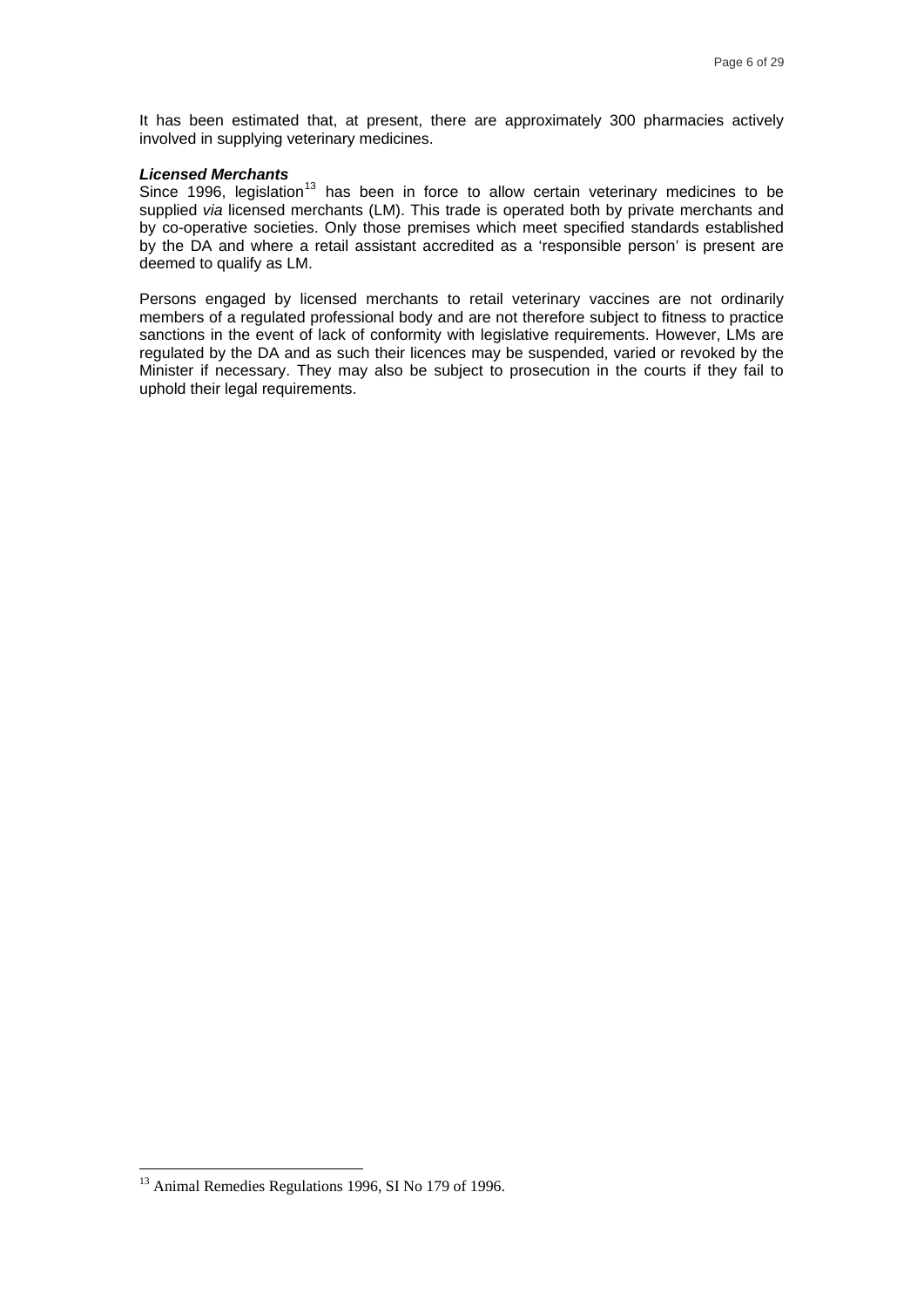It has been estimated that, at present, there are approximately 300 pharmacies actively involved in supplying veterinary medicines.

***Licensed Merchants***

Since 1996, legislation[13] has been in force to allow certain veterinary medicines to be supplied *via* licensed merchants (LM). This trade is operated both by private merchants and by co-operative societies. Only those premises which meet specified standards established by the DA and where a retail assistant accredited as a 'responsible person' is present are deemed to qualify as LM.

Persons engaged by licensed merchants to retail veterinary vaccines are not ordinarily members of a regulated professional body and are not therefore subject to fitness to practice sanctions in the event of lack of conformity with legislative requirements. However, LMs are regulated by the DA and as such their licences may be suspended, varied or revoked by the Minister if necessary. They may also be subject to prosecution in the courts if they fail to uphold their legal requirements.

[13] Animal Remedies Regulations 1996, SI No 179 of 1996.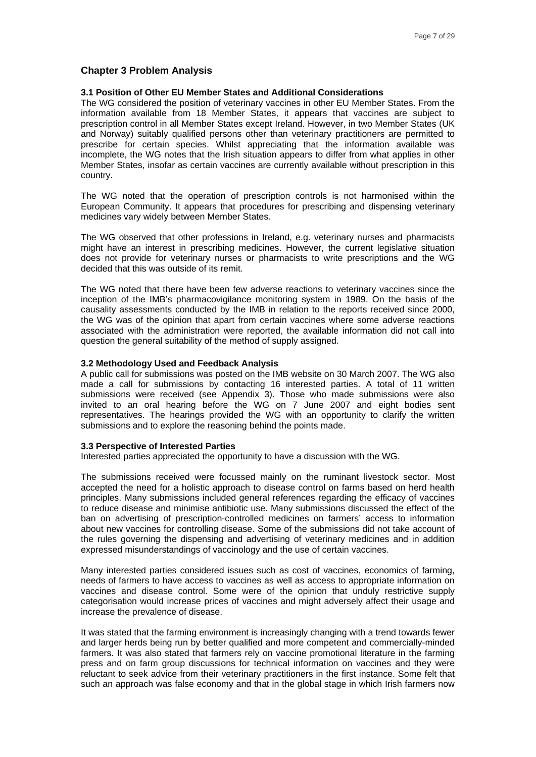## Chapter 3 Problem Analysis

### 3.1 Position of Other EU Member States and Additional Considerations

The WG considered the position of veterinary vaccines in other EU Member States. From the information available from 18 Member States, it appears that vaccines are subject to prescription control in all Member States except Ireland. However, in two Member States (UK and Norway) suitably qualified persons other than veterinary practitioners are permitted to prescribe for certain species. Whilst appreciating that the information available was incomplete, the WG notes that the Irish situation appears to differ from what applies in other Member States, insofar as certain vaccines are currently available without prescription in this country.

The WG noted that the operation of prescription controls is not harmonised within the European Community. It appears that procedures for prescribing and dispensing veterinary medicines vary widely between Member States.

The WG observed that other professions in Ireland, e.g. veterinary nurses and pharmacists might have an interest in prescribing medicines. However, the current legislative situation does not provide for veterinary nurses or pharmacists to write prescriptions and the WG decided that this was outside of its remit.

The WG noted that there have been few adverse reactions to veterinary vaccines since the inception of the IMB's pharmacovigilance monitoring system in 1989. On the basis of the causality assessments conducted by the IMB in relation to the reports received since 2000, the WG was of the opinion that apart from certain vaccines where some adverse reactions associated with the administration were reported, the available information did not call into question the general suitability of the method of supply assigned.

### 3.2 Methodology Used and Feedback Analysis

A public call for submissions was posted on the IMB website on 30 March 2007. The WG also made a call for submissions by contacting 16 interested parties. A total of 11 written submissions were received (see Appendix 3). Those who made submissions were also invited to an oral hearing before the WG on 7 June 2007 and eight bodies sent representatives. The hearings provided the WG with an opportunity to clarify the written submissions and to explore the reasoning behind the points made.

### 3.3 Perspective of Interested Parties

Interested parties appreciated the opportunity to have a discussion with the WG.

The submissions received were focussed mainly on the ruminant livestock sector. Most accepted the need for a holistic approach to disease control on farms based on herd health principles. Many submissions included general references regarding the efficacy of vaccines to reduce disease and minimise antibiotic use. Many submissions discussed the effect of the ban on advertising of prescription-controlled medicines on farmers' access to information about new vaccines for controlling disease. Some of the submissions did not take account of the rules governing the dispensing and advertising of veterinary medicines and in addition expressed misunderstandings of vaccinology and the use of certain vaccines.

Many interested parties considered issues such as cost of vaccines, economics of farming, needs of farmers to have access to vaccines as well as access to appropriate information on vaccines and disease control. Some were of the opinion that unduly restrictive supply categorisation would increase prices of vaccines and might adversely affect their usage and increase the prevalence of disease.

It was stated that the farming environment is increasingly changing with a trend towards fewer and larger herds being run by better qualified and more competent and commercially-minded farmers. It was also stated that farmers rely on vaccine promotional literature in the farming press and on farm group discussions for technical information on vaccines and they were reluctant to seek advice from their veterinary practitioners in the first instance. Some felt that such an approach was false economy and that in the global stage in which Irish farmers now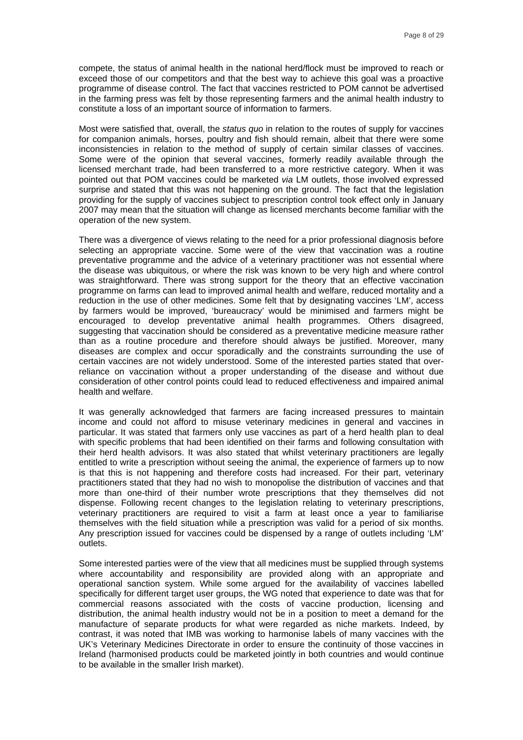compete, the status of animal health in the national herd/flock must be improved to reach or exceed those of our competitors and that the best way to achieve this goal was a proactive programme of disease control. The fact that vaccines restricted to POM cannot be advertised in the farming press was felt by those representing farmers and the animal health industry to constitute a loss of an important source of information to farmers.

Most were satisfied that, overall, the *status quo* in relation to the routes of supply for vaccines for companion animals, horses, poultry and fish should remain, albeit that there were some inconsistencies in relation to the method of supply of certain similar classes of vaccines. Some were of the opinion that several vaccines, formerly readily available through the licensed merchant trade, had been transferred to a more restrictive category. When it was pointed out that POM vaccines could be marketed *via* LM outlets, those involved expressed surprise and stated that this was not happening on the ground. The fact that the legislation providing for the supply of vaccines subject to prescription control took effect only in January 2007 may mean that the situation will change as licensed merchants become familiar with the operation of the new system.

There was a divergence of views relating to the need for a prior professional diagnosis before selecting an appropriate vaccine. Some were of the view that vaccination was a routine preventative programme and the advice of a veterinary practitioner was not essential where the disease was ubiquitous, or where the risk was known to be very high and where control was straightforward. There was strong support for the theory that an effective vaccination programme on farms can lead to improved animal health and welfare, reduced mortality and a reduction in the use of other medicines. Some felt that by designating vaccines 'LM', access by farmers would be improved, 'bureaucracy' would be minimised and farmers might be encouraged to develop preventative animal health programmes. Others disagreed, suggesting that vaccination should be considered as a preventative medicine measure rather than as a routine procedure and therefore should always be justified. Moreover, many diseases are complex and occur sporadically and the constraints surrounding the use of certain vaccines are not widely understood. Some of the interested parties stated that over-reliance on vaccination without a proper understanding of the disease and without due consideration of other control points could lead to reduced effectiveness and impaired animal health and welfare.

It was generally acknowledged that farmers are facing increased pressures to maintain income and could not afford to misuse veterinary medicines in general and vaccines in particular. It was stated that farmers only use vaccines as part of a herd health plan to deal with specific problems that had been identified on their farms and following consultation with their herd health advisors. It was also stated that whilst veterinary practitioners are legally entitled to write a prescription without seeing the animal, the experience of farmers up to now is that this is not happening and therefore costs had increased. For their part, veterinary practitioners stated that they had no wish to monopolise the distribution of vaccines and that more than one-third of their number wrote prescriptions that they themselves did not dispense. Following recent changes to the legislation relating to veterinary prescriptions, veterinary practitioners are required to visit a farm at least once a year to familiarise themselves with the field situation while a prescription was valid for a period of six months. Any prescription issued for vaccines could be dispensed by a range of outlets including 'LM' outlets.

Some interested parties were of the view that all medicines must be supplied through systems where accountability and responsibility are provided along with an appropriate and operational sanction system. While some argued for the availability of vaccines labelled specifically for different target user groups, the WG noted that experience to date was that for commercial reasons associated with the costs of vaccine production, licensing and distribution, the animal health industry would not be in a position to meet a demand for the manufacture of separate products for what were regarded as niche markets. Indeed, by contrast, it was noted that IMB was working to harmonise labels of many vaccines with the UK's Veterinary Medicines Directorate in order to ensure the continuity of those vaccines in Ireland (harmonised products could be marketed jointly in both countries and would continue to be available in the smaller Irish market).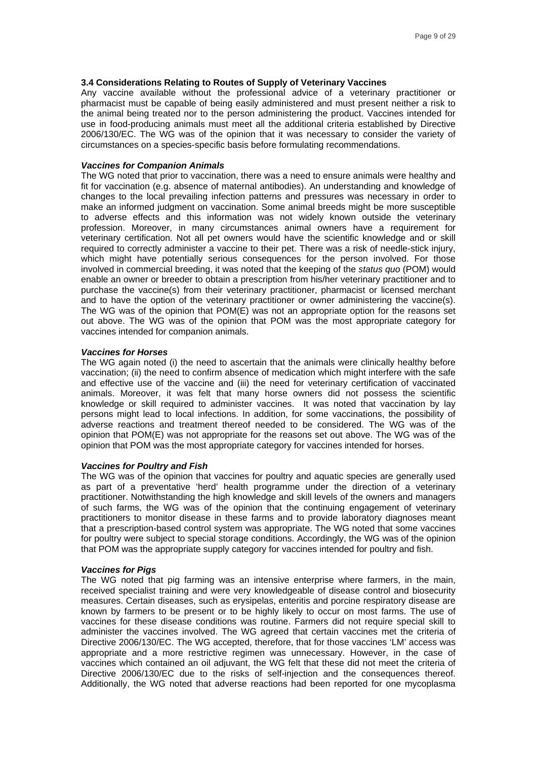### 3.4 Considerations Relating to Routes of Supply of Veterinary Vaccines

Any vaccine available without the professional advice of a veterinary practitioner or pharmacist must be capable of being easily administered and must present neither a risk to the animal being treated nor to the person administering the product. Vaccines intended for use in food-producing animals must meet all the additional criteria established by Directive 2006/130/EC. The WG was of the opinion that it was necessary to consider the variety of circumstances on a species-specific basis before formulating recommendations.

***Vaccines for Companion Animals***

The WG noted that prior to vaccination, there was a need to ensure animals were healthy and fit for vaccination (e.g. absence of maternal antibodies). An understanding and knowledge of changes to the local prevailing infection patterns and pressures was necessary in order to make an informed judgment on vaccination. Some animal breeds might be more susceptible to adverse effects and this information was not widely known outside the veterinary profession. Moreover, in many circumstances animal owners have a requirement for veterinary certification. Not all pet owners would have the scientific knowledge and or skill required to correctly administer a vaccine to their pet. There was a risk of needle-stick injury, which might have potentially serious consequences for the person involved. For those involved in commercial breeding, it was noted that the keeping of the *status quo* (POM) would enable an owner or breeder to obtain a prescription from his/her veterinary practitioner and to purchase the vaccine(s) from their veterinary practitioner, pharmacist or licensed merchant and to have the option of the veterinary practitioner or owner administering the vaccine(s). The WG was of the opinion that POM(E) was not an appropriate option for the reasons set out above. The WG was of the opinion that POM was the most appropriate category for vaccines intended for companion animals.

***Vaccines for Horses***

The WG again noted (i) the need to ascertain that the animals were clinically healthy before vaccination; (ii) the need to confirm absence of medication which might interfere with the safe and effective use of the vaccine and (iii) the need for veterinary certification of vaccinated animals. Moreover, it was felt that many horse owners did not possess the scientific knowledge or skill required to administer vaccines. It was noted that vaccination by lay persons might lead to local infections. In addition, for some vaccinations, the possibility of adverse reactions and treatment thereof needed to be considered. The WG was of the opinion that POM(E) was not appropriate for the reasons set out above. The WG was of the opinion that POM was the most appropriate category for vaccines intended for horses.

***Vaccines for Poultry and Fish***

The WG was of the opinion that vaccines for poultry and aquatic species are generally used as part of a preventative 'herd' health programme under the direction of a veterinary practitioner. Notwithstanding the high knowledge and skill levels of the owners and managers of such farms, the WG was of the opinion that the continuing engagement of veterinary practitioners to monitor disease in these farms and to provide laboratory diagnoses meant that a prescription-based control system was appropriate. The WG noted that some vaccines for poultry were subject to special storage conditions. Accordingly, the WG was of the opinion that POM was the appropriate supply category for vaccines intended for poultry and fish.

***Vaccines for Pigs***

The WG noted that pig farming was an intensive enterprise where farmers, in the main, received specialist training and were very knowledgeable of disease control and biosecurity measures. Certain diseases, such as erysipelas, enteritis and porcine respiratory disease are known by farmers to be present or to be highly likely to occur on most farms. The use of vaccines for these disease conditions was routine. Farmers did not require special skill to administer the vaccines involved. The WG agreed that certain vaccines met the criteria of Directive 2006/130/EC. The WG accepted, therefore, that for those vaccines 'LM' access was appropriate and a more restrictive regimen was unnecessary. However, in the case of vaccines which contained an oil adjuvant, the WG felt that these did not meet the criteria of Directive 2006/130/EC due to the risks of self-injection and the consequences thereof. Additionally, the WG noted that adverse reactions had been reported for one mycoplasma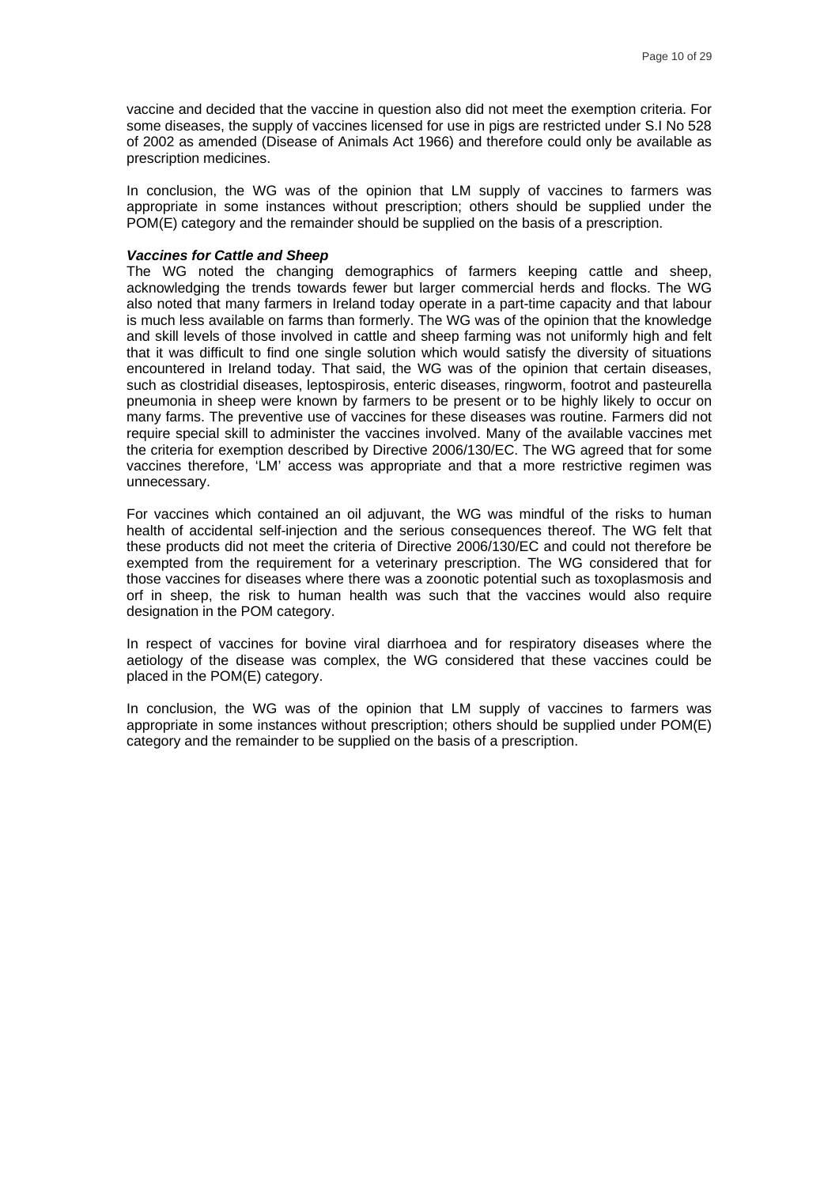vaccine and decided that the vaccine in question also did not meet the exemption criteria. For some diseases, the supply of vaccines licensed for use in pigs are restricted under S.I No 528 of 2002 as amended (Disease of Animals Act 1966) and therefore could only be available as prescription medicines.

In conclusion, the WG was of the opinion that LM supply of vaccines to farmers was appropriate in some instances without prescription; others should be supplied under the POM(E) category and the remainder should be supplied on the basis of a prescription.

***Vaccines for Cattle and Sheep***

The WG noted the changing demographics of farmers keeping cattle and sheep, acknowledging the trends towards fewer but larger commercial herds and flocks. The WG also noted that many farmers in Ireland today operate in a part-time capacity and that labour is much less available on farms than formerly. The WG was of the opinion that the knowledge and skill levels of those involved in cattle and sheep farming was not uniformly high and felt that it was difficult to find one single solution which would satisfy the diversity of situations encountered in Ireland today. That said, the WG was of the opinion that certain diseases, such as clostridial diseases, leptospirosis, enteric diseases, ringworm, footrot and pasteurella pneumonia in sheep were known by farmers to be present or to be highly likely to occur on many farms. The preventive use of vaccines for these diseases was routine. Farmers did not require special skill to administer the vaccines involved. Many of the available vaccines met the criteria for exemption described by Directive 2006/130/EC. The WG agreed that for some vaccines therefore, 'LM' access was appropriate and that a more restrictive regimen was unnecessary.

For vaccines which contained an oil adjuvant, the WG was mindful of the risks to human health of accidental self-injection and the serious consequences thereof. The WG felt that these products did not meet the criteria of Directive 2006/130/EC and could not therefore be exempted from the requirement for a veterinary prescription. The WG considered that for those vaccines for diseases where there was a zoonotic potential such as toxoplasmosis and orf in sheep, the risk to human health was such that the vaccines would also require designation in the POM category.

In respect of vaccines for bovine viral diarrhoea and for respiratory diseases where the aetiology of the disease was complex, the WG considered that these vaccines could be placed in the POM(E) category.

In conclusion, the WG was of the opinion that LM supply of vaccines to farmers was appropriate in some instances without prescription; others should be supplied under POM(E) category and the remainder to be supplied on the basis of a prescription.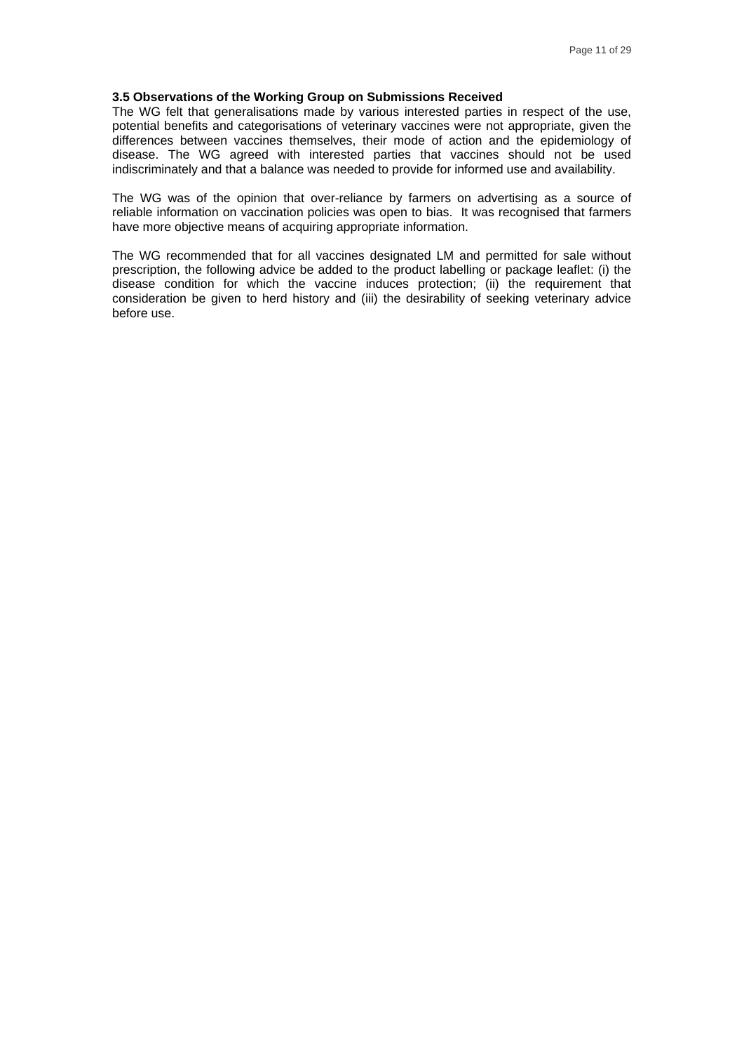### 3.5 Observations of the Working Group on Submissions Received

The WG felt that generalisations made by various interested parties in respect of the use, potential benefits and categorisations of veterinary vaccines were not appropriate, given the differences between vaccines themselves, their mode of action and the epidemiology of disease. The WG agreed with interested parties that vaccines should not be used indiscriminately and that a balance was needed to provide for informed use and availability.

The WG was of the opinion that over-reliance by farmers on advertising as a source of reliable information on vaccination policies was open to bias. It was recognised that farmers have more objective means of acquiring appropriate information.

The WG recommended that for all vaccines designated LM and permitted for sale without prescription, the following advice be added to the product labelling or package leaflet: (i) the disease condition for which the vaccine induces protection; (ii) the requirement that consideration be given to herd history and (iii) the desirability of seeking veterinary advice before use.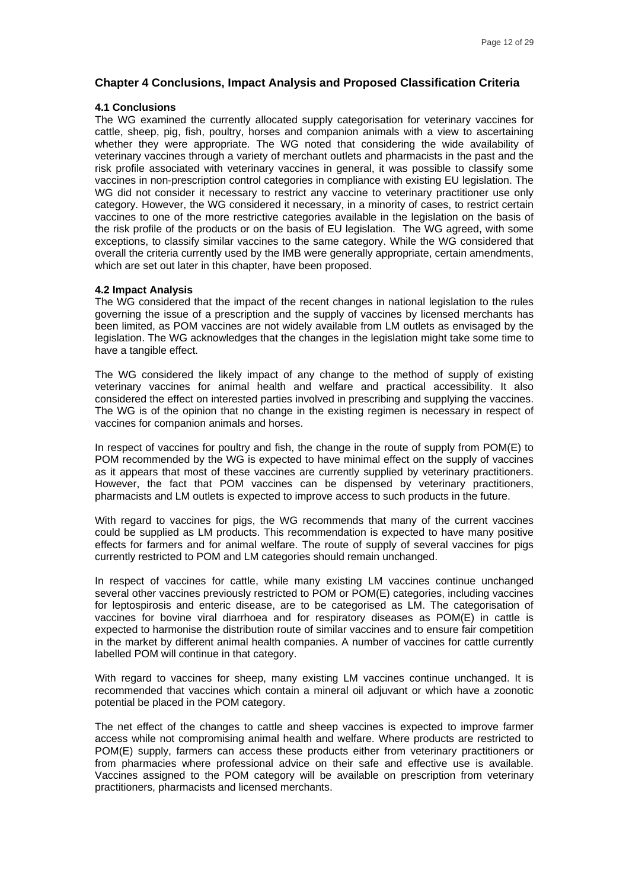## Chapter 4 Conclusions, Impact Analysis and Proposed Classification Criteria

### 4.1 Conclusions

The WG examined the currently allocated supply categorisation for veterinary vaccines for cattle, sheep, pig, fish, poultry, horses and companion animals with a view to ascertaining whether they were appropriate. The WG noted that considering the wide availability of veterinary vaccines through a variety of merchant outlets and pharmacists in the past and the risk profile associated with veterinary vaccines in general, it was possible to classify some vaccines in non-prescription control categories in compliance with existing EU legislation. The WG did not consider it necessary to restrict any vaccine to veterinary practitioner use only category. However, the WG considered it necessary, in a minority of cases, to restrict certain vaccines to one of the more restrictive categories available in the legislation on the basis of the risk profile of the products or on the basis of EU legislation. The WG agreed, with some exceptions, to classify similar vaccines to the same category. While the WG considered that overall the criteria currently used by the IMB were generally appropriate, certain amendments, which are set out later in this chapter, have been proposed.

### 4.2 Impact Analysis

The WG considered that the impact of the recent changes in national legislation to the rules governing the issue of a prescription and the supply of vaccines by licensed merchants has been limited, as POM vaccines are not widely available from LM outlets as envisaged by the legislation. The WG acknowledges that the changes in the legislation might take some time to have a tangible effect.

The WG considered the likely impact of any change to the method of supply of existing veterinary vaccines for animal health and welfare and practical accessibility. It also considered the effect on interested parties involved in prescribing and supplying the vaccines. The WG is of the opinion that no change in the existing regimen is necessary in respect of vaccines for companion animals and horses.

In respect of vaccines for poultry and fish, the change in the route of supply from POM(E) to POM recommended by the WG is expected to have minimal effect on the supply of vaccines as it appears that most of these vaccines are currently supplied by veterinary practitioners. However, the fact that POM vaccines can be dispensed by veterinary practitioners, pharmacists and LM outlets is expected to improve access to such products in the future.

With regard to vaccines for pigs, the WG recommends that many of the current vaccines could be supplied as LM products. This recommendation is expected to have many positive effects for farmers and for animal welfare. The route of supply of several vaccines for pigs currently restricted to POM and LM categories should remain unchanged.

In respect of vaccines for cattle, while many existing LM vaccines continue unchanged several other vaccines previously restricted to POM or POM(E) categories, including vaccines for leptospirosis and enteric disease, are to be categorised as LM. The categorisation of vaccines for bovine viral diarrhoea and for respiratory diseases as POM(E) in cattle is expected to harmonise the distribution route of similar vaccines and to ensure fair competition in the market by different animal health companies. A number of vaccines for cattle currently labelled POM will continue in that category.

With regard to vaccines for sheep, many existing LM vaccines continue unchanged. It is recommended that vaccines which contain a mineral oil adjuvant or which have a zoonotic potential be placed in the POM category.

The net effect of the changes to cattle and sheep vaccines is expected to improve farmer access while not compromising animal health and welfare. Where products are restricted to POM(E) supply, farmers can access these products either from veterinary practitioners or from pharmacies where professional advice on their safe and effective use is available. Vaccines assigned to the POM category will be available on prescription from veterinary practitioners, pharmacists and licensed merchants.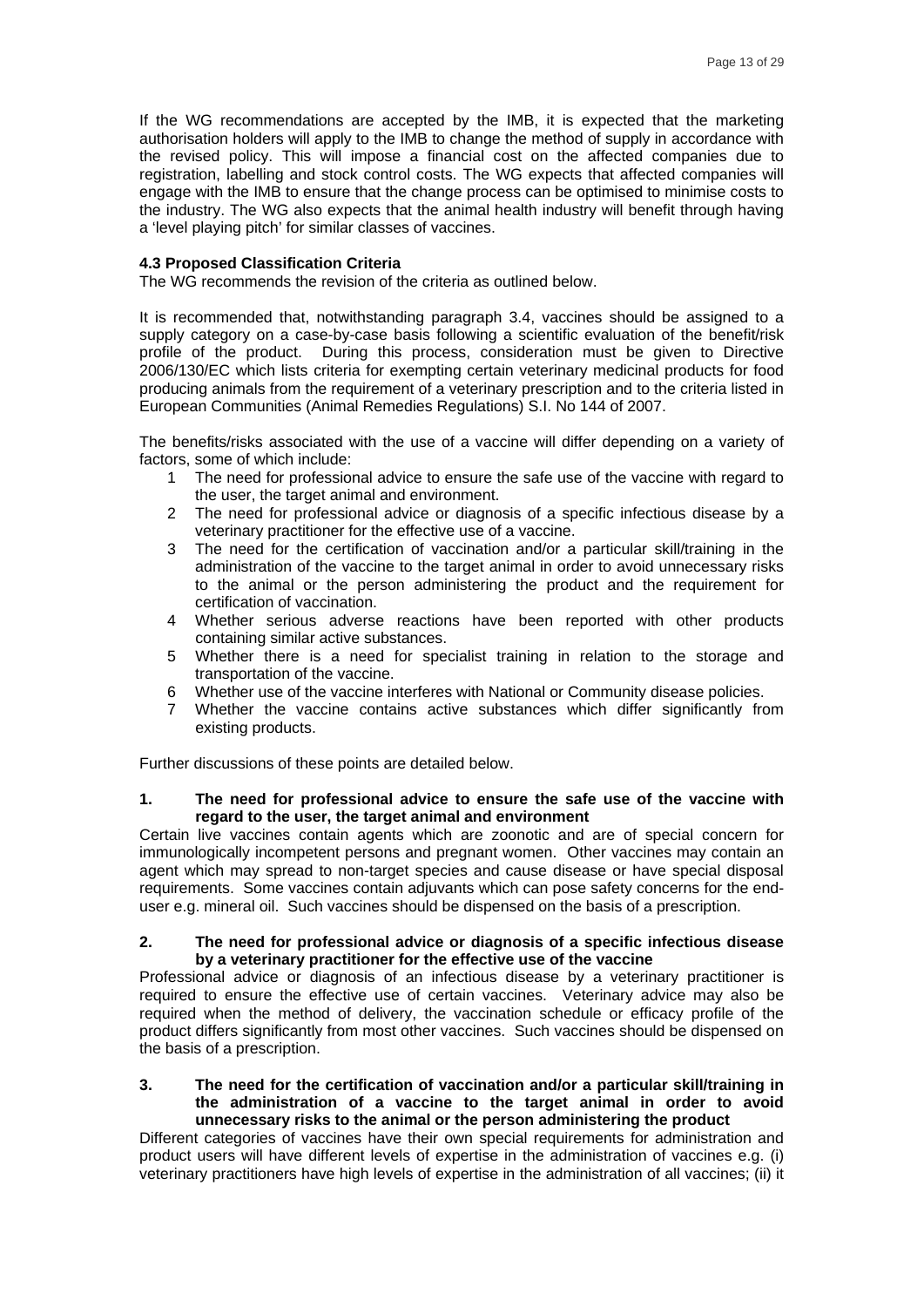If the WG recommendations are accepted by the IMB, it is expected that the marketing authorisation holders will apply to the IMB to change the method of supply in accordance with the revised policy. This will impose a financial cost on the affected companies due to registration, labelling and stock control costs. The WG expects that affected companies will engage with the IMB to ensure that the change process can be optimised to minimise costs to the industry. The WG also expects that the animal health industry will benefit through having a 'level playing pitch' for similar classes of vaccines.

### 4.3 Proposed Classification Criteria

The WG recommends the revision of the criteria as outlined below.

It is recommended that, notwithstanding paragraph 3.4, vaccines should be assigned to a supply category on a case-by-case basis following a scientific evaluation of the benefit/risk profile of the product. During this process, consideration must be given to Directive 2006/130/EC which lists criteria for exempting certain veterinary medicinal products for food producing animals from the requirement of a veterinary prescription and to the criteria listed in European Communities (Animal Remedies Regulations) S.I. No 144 of 2007.

The benefits/risks associated with the use of a vaccine will differ depending on a variety of factors, some of which include:

1. The need for professional advice to ensure the safe use of the vaccine with regard to the user, the target animal and environment.
2. The need for professional advice or diagnosis of a specific infectious disease by a veterinary practitioner for the effective use of a vaccine.
3. The need for the certification of vaccination and/or a particular skill/training in the administration of the vaccine to the target animal in order to avoid unnecessary risks to the animal or the person administering the product and the requirement for certification of vaccination.
4. Whether serious adverse reactions have been reported with other products containing similar active substances.
5. Whether there is a need for specialist training in relation to the storage and transportation of the vaccine.
6. Whether use of the vaccine interferes with National or Community disease policies.
7. Whether the vaccine contains active substances which differ significantly from existing products.

Further discussions of these points are detailed below.

**1. The need for professional advice to ensure the safe use of the vaccine with regard to the user, the target animal and environment**

Certain live vaccines contain agents which are zoonotic and are of special concern for immunologically incompetent persons and pregnant women. Other vaccines may contain an agent which may spread to non-target species and cause disease or have special disposal requirements. Some vaccines contain adjuvants which can pose safety concerns for the end-user e.g. mineral oil. Such vaccines should be dispensed on the basis of a prescription.

**2. The need for professional advice or diagnosis of a specific infectious disease by a veterinary practitioner for the effective use of the vaccine**

Professional advice or diagnosis of an infectious disease by a veterinary practitioner is required to ensure the effective use of certain vaccines. Veterinary advice may also be required when the method of delivery, the vaccination schedule or efficacy profile of the product differs significantly from most other vaccines. Such vaccines should be dispensed on the basis of a prescription.

**3. The need for the certification of vaccination and/or a particular skill/training in the administration of a vaccine to the target animal in order to avoid unnecessary risks to the animal or the person administering the product**

Different categories of vaccines have their own special requirements for administration and product users will have different levels of expertise in the administration of vaccines e.g. (i) veterinary practitioners have high levels of expertise in the administration of all vaccines; (ii) it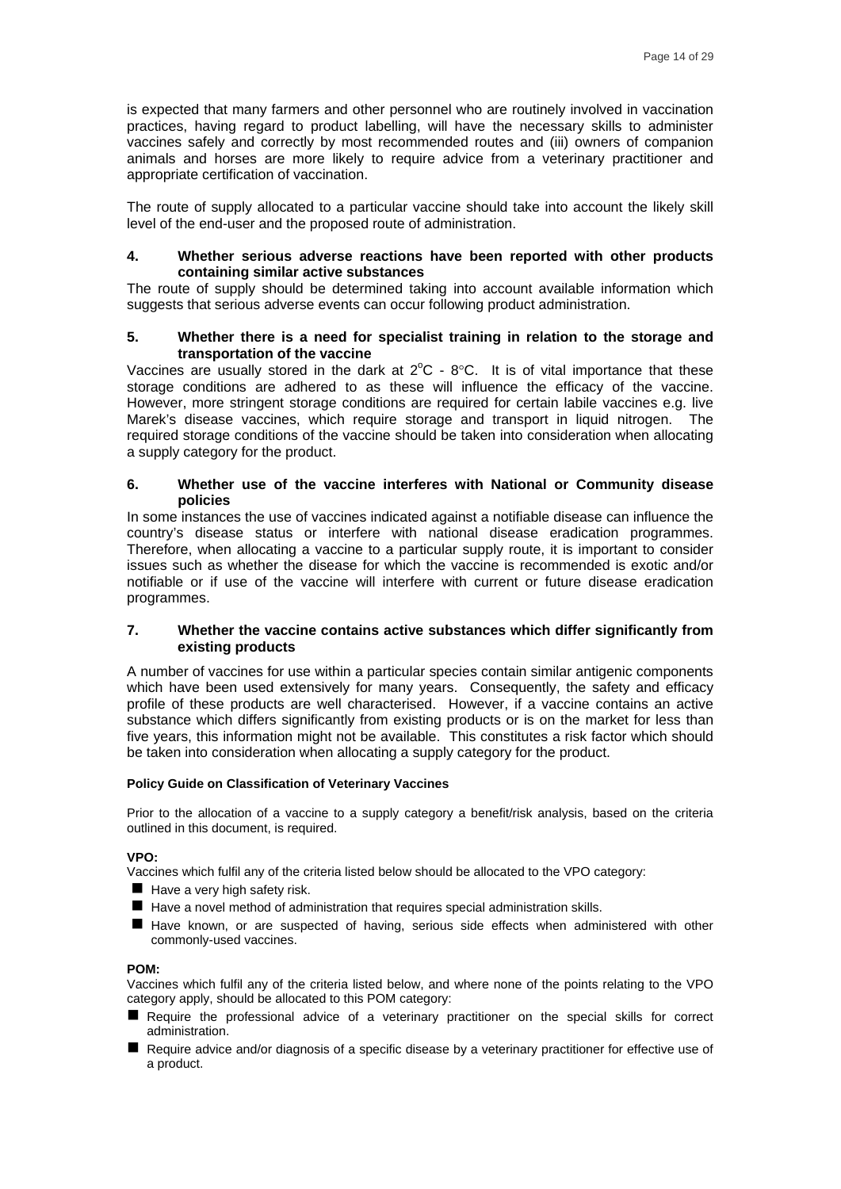is expected that many farmers and other personnel who are routinely involved in vaccination practices, having regard to product labelling, will have the necessary skills to administer vaccines safely and correctly by most recommended routes and (iii) owners of companion animals and horses are more likely to require advice from a veterinary practitioner and appropriate certification of vaccination.

The route of supply allocated to a particular vaccine should take into account the likely skill level of the end-user and the proposed route of administration.

**4. Whether serious adverse reactions have been reported with other products containing similar active substances**

The route of supply should be determined taking into account available information which suggests that serious adverse events can occur following product administration.

**5. Whether there is a need for specialist training in relation to the storage and transportation of the vaccine**

Vaccines are usually stored in the dark at $2^{o}C$ - $8°C$. It is of vital importance that these storage conditions are adhered to as these will influence the efficacy of the vaccine. However, more stringent storage conditions are required for certain labile vaccines e.g. live Marek's disease vaccines, which require storage and transport in liquid nitrogen. The required storage conditions of the vaccine should be taken into consideration when allocating a supply category for the product.

**6. Whether use of the vaccine interferes with National or Community disease policies**

In some instances the use of vaccines indicated against a notifiable disease can influence the country's disease status or interfere with national disease eradication programmes. Therefore, when allocating a vaccine to a particular supply route, it is important to consider issues such as whether the disease for which the vaccine is recommended is exotic and/or notifiable or if use of the vaccine will interfere with current or future disease eradication programmes.

**7. Whether the vaccine contains active substances which differ significantly from existing products**

A number of vaccines for use within a particular species contain similar antigenic components which have been used extensively for many years. Consequently, the safety and efficacy profile of these products are well characterised. However, if a vaccine contains an active substance which differs significantly from existing products or is on the market for less than five years, this information might not be available. This constitutes a risk factor which should be taken into consideration when allocating a supply category for the product.

**Policy Guide on Classification of Veterinary Vaccines**

Prior to the allocation of a vaccine to a supply category a benefit/risk analysis, based on the criteria outlined in this document, is required.

**VPO:**

Vaccines which fulfil any of the criteria listed below should be allocated to the VPO category:

- Have a very high safety risk.
- Have a novel method of administration that requires special administration skills.
- Have known, or are suspected of having, serious side effects when administered with other commonly-used vaccines.

**POM:**

Vaccines which fulfil any of the criteria listed below, and where none of the points relating to the VPO category apply, should be allocated to this POM category:

- Require the professional advice of a veterinary practitioner on the special skills for correct administration.
- Require advice and/or diagnosis of a specific disease by a veterinary practitioner for effective use of a product.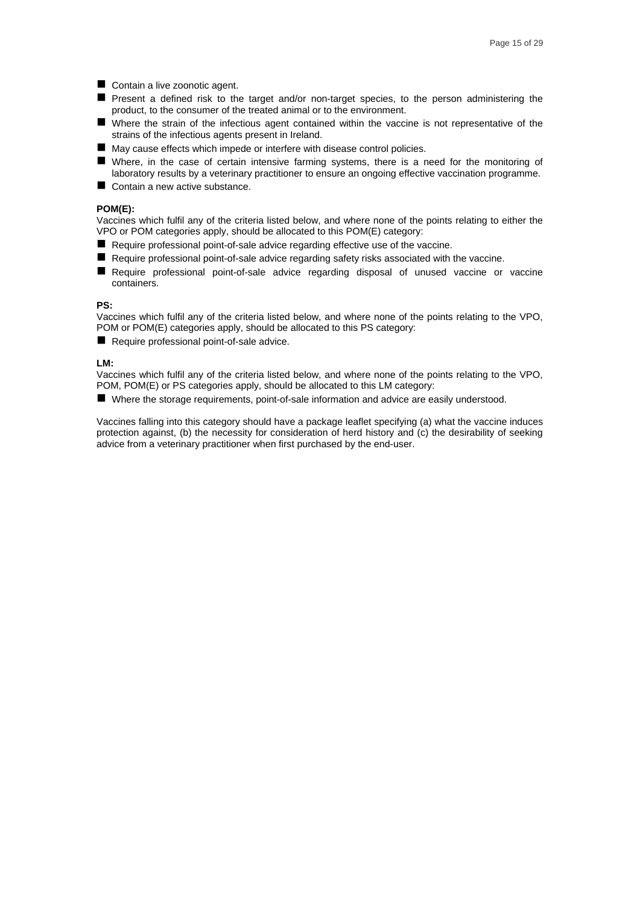- Contain a live zoonotic agent.
- Present a defined risk to the target and/or non-target species, to the person administering the product, to the consumer of the treated animal or to the environment.
- Where the strain of the infectious agent contained within the vaccine is not representative of the strains of the infectious agents present in Ireland.
- May cause effects which impede or interfere with disease control policies.
- Where, in the case of certain intensive farming systems, there is a need for the monitoring of laboratory results by a veterinary practitioner to ensure an ongoing effective vaccination programme.
- Contain a new active substance.

**POM(E):**

Vaccines which fulfil any of the criteria listed below, and where none of the points relating to either the VPO or POM categories apply, should be allocated to this POM(E) category:

- Require professional point-of-sale advice regarding effective use of the vaccine.
- Require professional point-of-sale advice regarding safety risks associated with the vaccine.
- Require professional point-of-sale advice regarding disposal of unused vaccine or vaccine containers.

**PS:**

Vaccines which fulfil any of the criteria listed below, and where none of the points relating to the VPO, POM or POM(E) categories apply, should be allocated to this PS category:

- Require professional point-of-sale advice.

**LM:**

Vaccines which fulfil any of the criteria listed below, and where none of the points relating to the VPO, POM, POM(E) or PS categories apply, should be allocated to this LM category:

- Where the storage requirements, point-of-sale information and advice are easily understood.

Vaccines falling into this category should have a package leaflet specifying (a) what the vaccine induces protection against, (b) the necessity for consideration of herd history and (c) the desirability of seeking advice from a veterinary practitioner when first purchased by the end-user.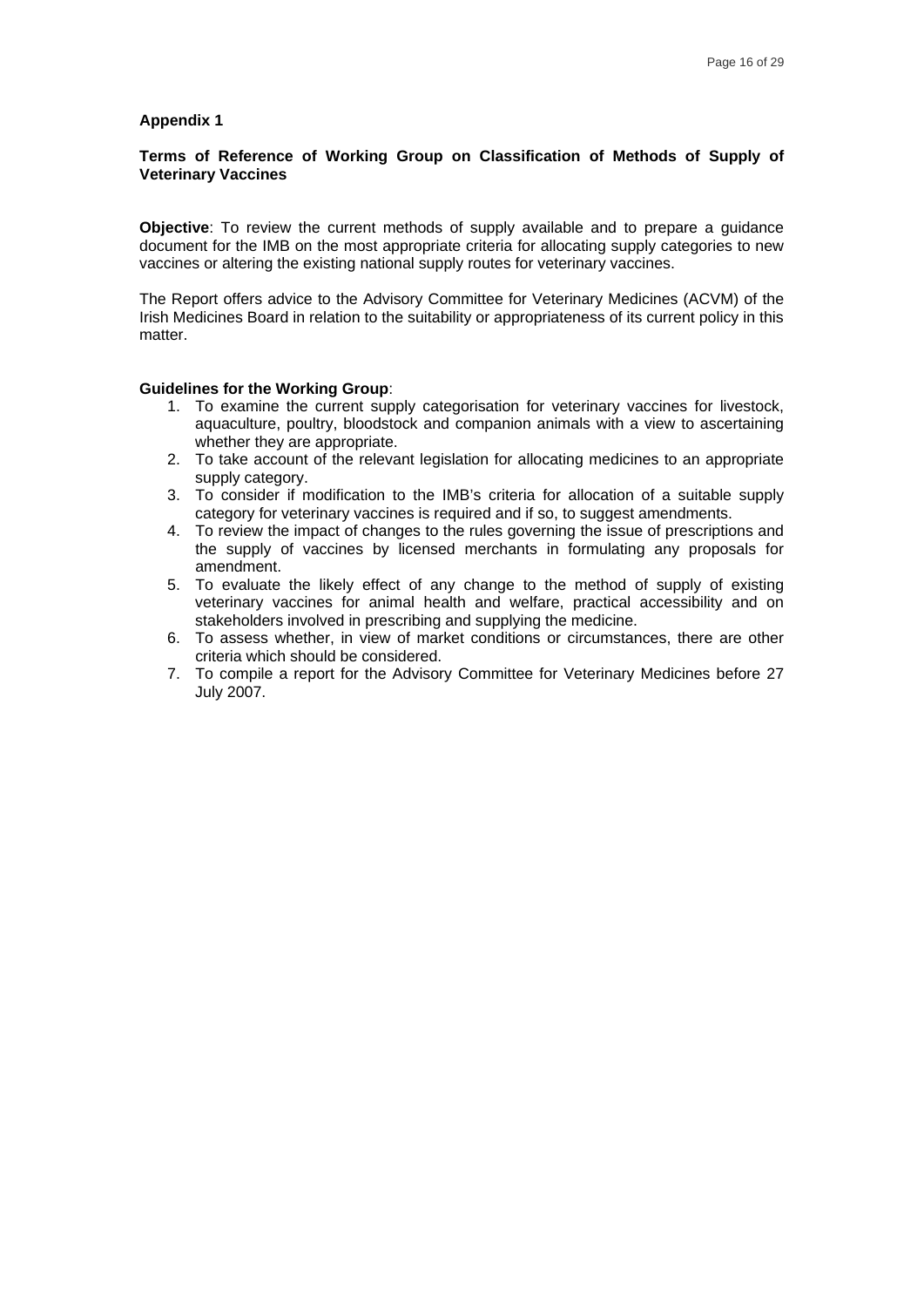## Appendix 1

### Terms of Reference of Working Group on Classification of Methods of Supply of Veterinary Vaccines

**Objective**: To review the current methods of supply available and to prepare a guidance document for the IMB on the most appropriate criteria for allocating supply categories to new vaccines or altering the existing national supply routes for veterinary vaccines.

The Report offers advice to the Advisory Committee for Veterinary Medicines (ACVM) of the Irish Medicines Board in relation to the suitability or appropriateness of its current policy in this matter.

**Guidelines for the Working Group**:

1. To examine the current supply categorisation for veterinary vaccines for livestock, aquaculture, poultry, bloodstock and companion animals with a view to ascertaining whether they are appropriate.
2. To take account of the relevant legislation for allocating medicines to an appropriate supply category.
3. To consider if modification to the IMB's criteria for allocation of a suitable supply category for veterinary vaccines is required and if so, to suggest amendments.
4. To review the impact of changes to the rules governing the issue of prescriptions and the supply of vaccines by licensed merchants in formulating any proposals for amendment.
5. To evaluate the likely effect of any change to the method of supply of existing veterinary vaccines for animal health and welfare, practical accessibility and on stakeholders involved in prescribing and supplying the medicine.
6. To assess whether, in view of market conditions or circumstances, there are other criteria which should be considered.
7. To compile a report for the Advisory Committee for Veterinary Medicines before 27 July 2007.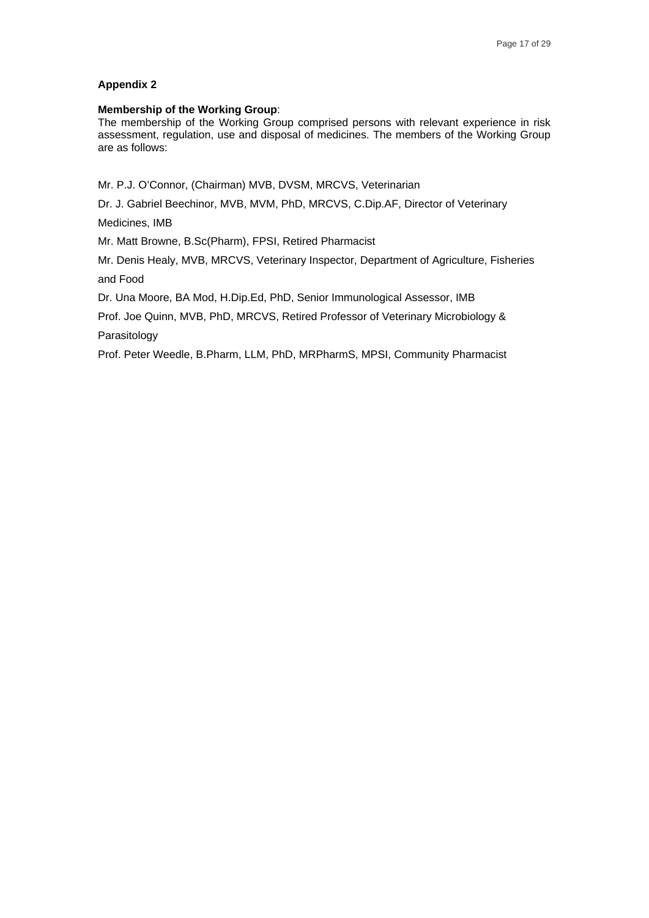## Appendix 2

**Membership of the Working Group**:
The membership of the Working Group comprised persons with relevant experience in risk assessment, regulation, use and disposal of medicines. The members of the Working Group are as follows:

Mr. P.J. O'Connor, (Chairman) MVB, DVSM, MRCVS, Veterinarian

Dr. J. Gabriel Beechinor, MVB, MVM, PhD, MRCVS, C.Dip.AF, Director of Veterinary Medicines, IMB

Mr. Matt Browne, B.Sc(Pharm), FPSI, Retired Pharmacist

Mr. Denis Healy, MVB, MRCVS, Veterinary Inspector, Department of Agriculture, Fisheries and Food

Dr. Una Moore, BA Mod, H.Dip.Ed, PhD, Senior Immunological Assessor, IMB

Prof. Joe Quinn, MVB, PhD, MRCVS, Retired Professor of Veterinary Microbiology & Parasitology

Prof. Peter Weedle, B.Pharm, LLM, PhD, MRPharmS, MPSI, Community Pharmacist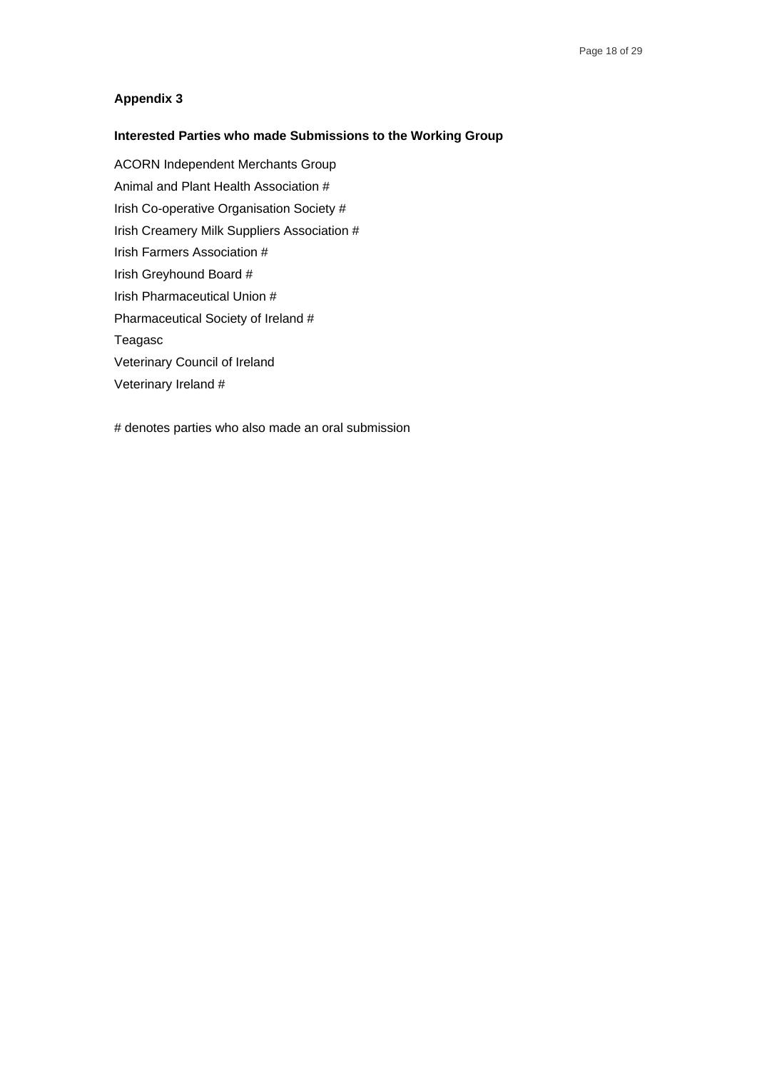## Appendix 3

### Interested Parties who made Submissions to the Working Group

ACORN Independent Merchants Group
Animal and Plant Health Association #
Irish Co-operative Organisation Society #
Irish Creamery Milk Suppliers Association #
Irish Farmers Association #
Irish Greyhound Board #
Irish Pharmaceutical Union #
Pharmaceutical Society of Ireland #
Teagasc
Veterinary Council of Ireland
Veterinary Ireland #

# denotes parties who also made an oral submission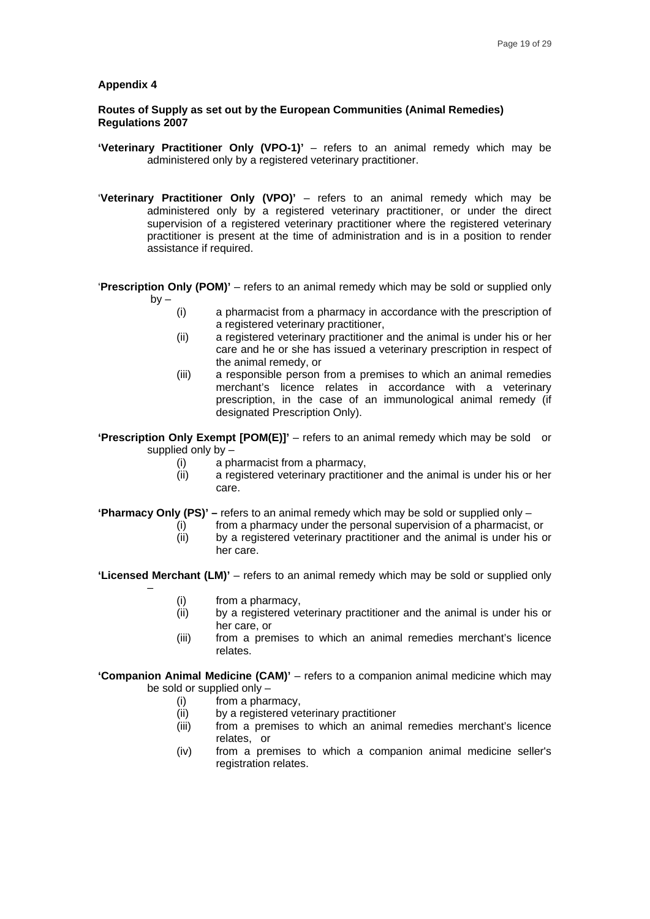**Appendix 4**

**Routes of Supply as set out by the European Communities (Animal Remedies) Regulations 2007**

**'Veterinary Practitioner Only (VPO-1)'** – refers to an animal remedy which may be administered only by a registered veterinary practitioner.

'**Veterinary Practitioner Only (VPO)'** – refers to an animal remedy which may be administered only by a registered veterinary practitioner, or under the direct supervision of a registered veterinary practitioner where the registered veterinary practitioner is present at the time of administration and is in a position to render assistance if required.

'**Prescription Only (POM)'** – refers to an animal remedy which may be sold or supplied only by –

- (i) a pharmacist from a pharmacy in accordance with the prescription of a registered veterinary practitioner,
- (ii) a registered veterinary practitioner and the animal is under his or her care and he or she has issued a veterinary prescription in respect of the animal remedy, or
- (iii) a responsible person from a premises to which an animal remedies merchant's licence relates in accordance with a veterinary prescription, in the case of an immunological animal remedy (if designated Prescription Only).

**'Prescription Only Exempt [POM(E)]'** – refers to an animal remedy which may be sold or supplied only by –

- (i) a pharmacist from a pharmacy,
- (ii) a registered veterinary practitioner and the animal is under his or her care.

**'Pharmacy Only (PS)' –** refers to an animal remedy which may be sold or supplied only –

- (i) from a pharmacy under the personal supervision of a pharmacist, or
- (ii) by a registered veterinary practitioner and the animal is under his or her care.

**'Licensed Merchant (LM)'** – refers to an animal remedy which may be sold or supplied only –

- (i) from a pharmacy,
- (ii) by a registered veterinary practitioner and the animal is under his or her care, or
- (iii) from a premises to which an animal remedies merchant's licence relates.

**'Companion Animal Medicine (CAM)'** – refers to a companion animal medicine which may be sold or supplied only –

- (i) from a pharmacy,
- (ii) by a registered veterinary practitioner
- (iii) from a premises to which an animal remedies merchant's licence relates, or
- (iv) from a premises to which a companion animal medicine seller's registration relates.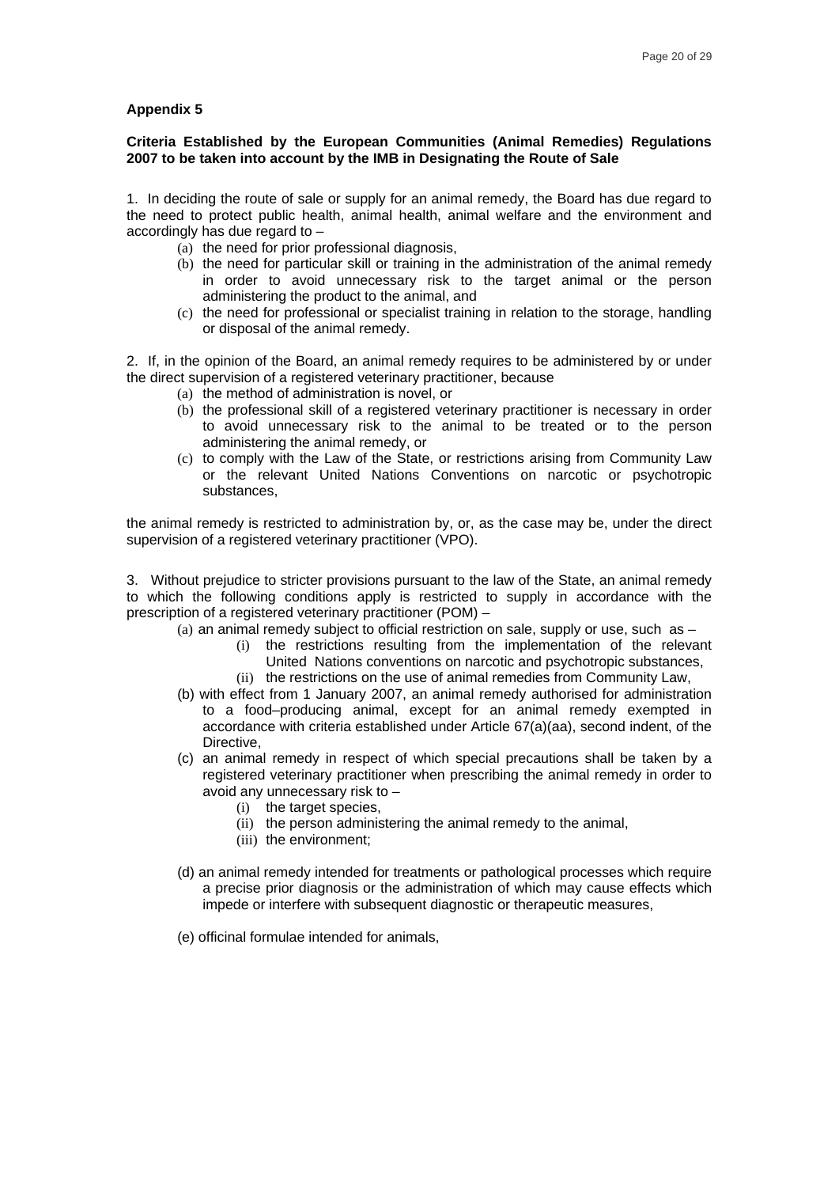**Appendix 5**

**Criteria Established by the European Communities (Animal Remedies) Regulations 2007 to be taken into account by the IMB in Designating the Route of Sale**

1. In deciding the route of sale or supply for an animal remedy, the Board has due regard to the need to protect public health, animal health, animal welfare and the environment and accordingly has due regard to –

   (a) the need for prior professional diagnosis,

   (b) the need for particular skill or training in the administration of the animal remedy in order to avoid unnecessary risk to the target animal or the person administering the product to the animal, and

   (c) the need for professional or specialist training in relation to the storage, handling or disposal of the animal remedy.

2. If, in the opinion of the Board, an animal remedy requires to be administered by or under the direct supervision of a registered veterinary practitioner, because

   (a) the method of administration is novel, or

   (b) the professional skill of a registered veterinary practitioner is necessary in order to avoid unnecessary risk to the animal to be treated or to the person administering the animal remedy, or

   (c) to comply with the Law of the State, or restrictions arising from Community Law or the relevant United Nations Conventions on narcotic or psychotropic substances,

the animal remedy is restricted to administration by, or, as the case may be, under the direct supervision of a registered veterinary practitioner (VPO).

3. Without prejudice to stricter provisions pursuant to the law of the State, an animal remedy to which the following conditions apply is restricted to supply in accordance with the prescription of a registered veterinary practitioner (POM) –

   (a) an animal remedy subject to official restriction on sale, supply or use, such as –

      (i) the restrictions resulting from the implementation of the relevant United Nations conventions on narcotic and psychotropic substances,

      (ii) the restrictions on the use of animal remedies from Community Law,

   (b) with effect from 1 January 2007, an animal remedy authorised for administration to a food–producing animal, except for an animal remedy exempted in accordance with criteria established under Article 67(a)(aa), second indent, of the Directive,

   (c) an animal remedy in respect of which special precautions shall be taken by a registered veterinary practitioner when prescribing the animal remedy in order to avoid any unnecessary risk to –

      (i) the target species,

      (ii) the person administering the animal remedy to the animal,

      (iii) the environment;

   (d) an animal remedy intended for treatments or pathological processes which require a precise prior diagnosis or the administration of which may cause effects which impede or interfere with subsequent diagnostic or therapeutic measures,

   (e) officinal formulae intended for animals,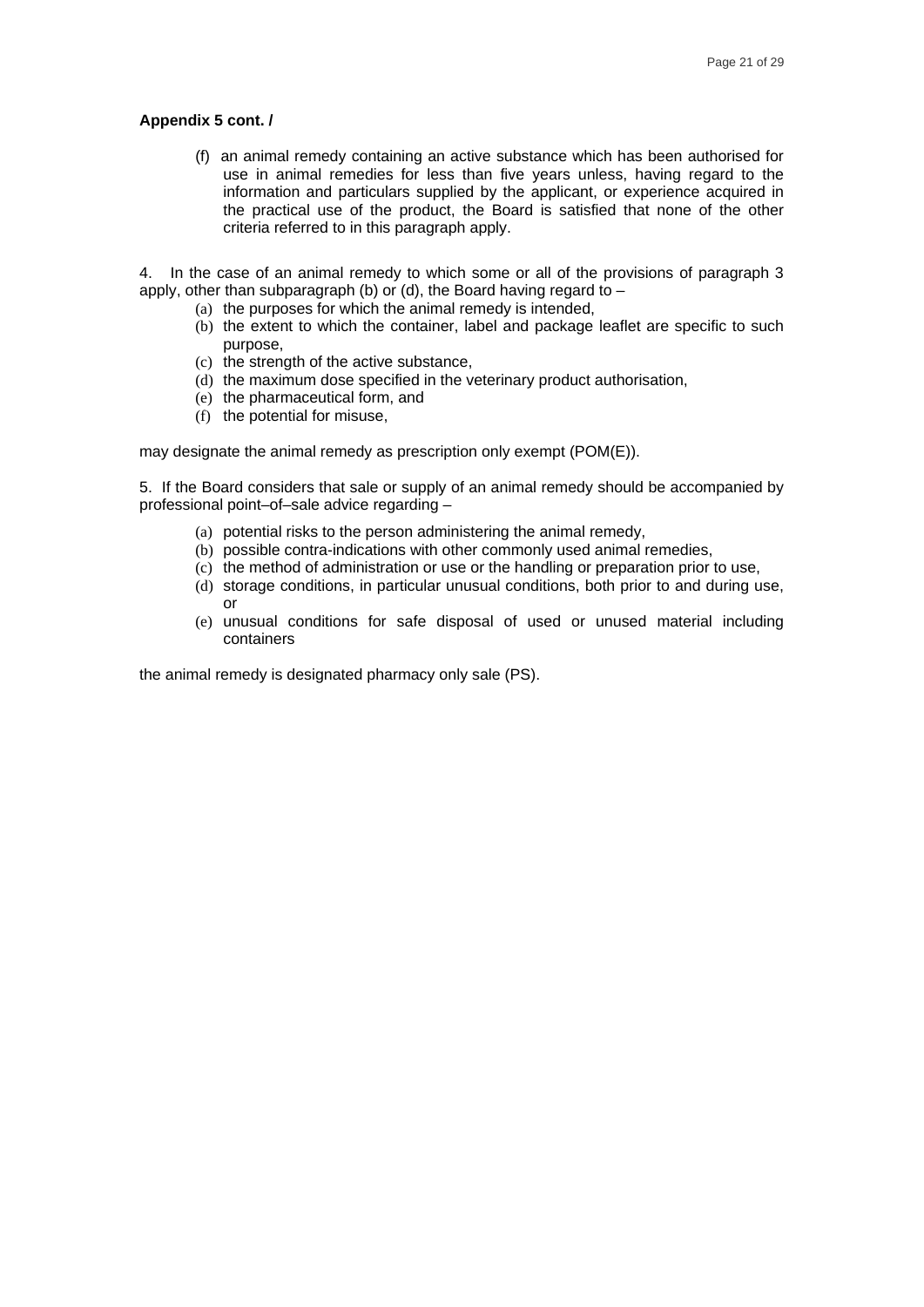**Appendix 5 cont. /**

(f) an animal remedy containing an active substance which has been authorised for use in animal remedies for less than five years unless, having regard to the information and particulars supplied by the applicant, or experience acquired in the practical use of the product, the Board is satisfied that none of the other criteria referred to in this paragraph apply.

4. In the case of an animal remedy to which some or all of the provisions of paragraph 3 apply, other than subparagraph (b) or (d), the Board having regard to –

(a) the purposes for which the animal remedy is intended,
(b) the extent to which the container, label and package leaflet are specific to such purpose,
(c) the strength of the active substance,
(d) the maximum dose specified in the veterinary product authorisation,
(e) the pharmaceutical form, and
(f) the potential for misuse,

may designate the animal remedy as prescription only exempt (POM(E)).

5. If the Board considers that sale or supply of an animal remedy should be accompanied by professional point–of–sale advice regarding –

(a) potential risks to the person administering the animal remedy,
(b) possible contra-indications with other commonly used animal remedies,
(c) the method of administration or use or the handling or preparation prior to use,
(d) storage conditions, in particular unusual conditions, both prior to and during use, or
(e) unusual conditions for safe disposal of used or unused material including containers

the animal remedy is designated pharmacy only sale (PS).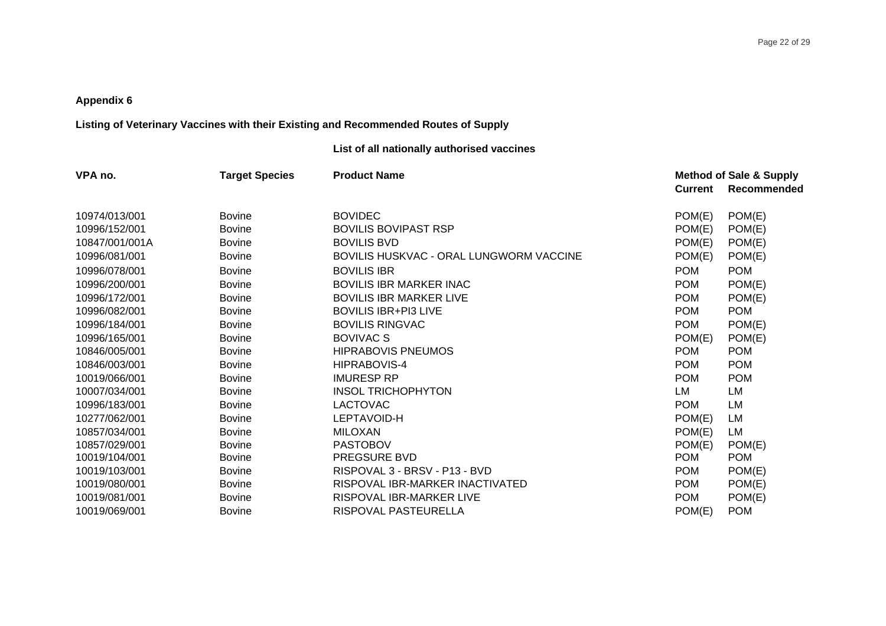**Appendix 6**

**Listing of Veterinary Vaccines with their Existing and Recommended Routes of Supply**

**List of all nationally authorised vaccines**

| VPA no. | Target Species | Product Name | Method of Sale & Supply | |
|---|---|---|---|---|
| | | | **Current** | **Recommended** |
| 10974/013/001 | Bovine | BOVIDEC | POM(E) | POM(E) |
| 10996/152/001 | Bovine | BOVILIS BOVIPAST RSP | POM(E) | POM(E) |
| 10847/001/001A | Bovine | BOVILIS BVD | POM(E) | POM(E) |
| 10996/081/001 | Bovine | BOVILIS HUSKVAC - ORAL LUNGWORM VACCINE | POM(E) | POM(E) |
| 10996/078/001 | Bovine | BOVILIS IBR | POM | POM |
| 10996/200/001 | Bovine | BOVILIS IBR MARKER INAC | POM | POM(E) |
| 10996/172/001 | Bovine | BOVILIS IBR MARKER LIVE | POM | POM(E) |
| 10996/082/001 | Bovine | BOVILIS IBR+PI3 LIVE | POM | POM |
| 10996/184/001 | Bovine | BOVILIS RINGVAC | POM | POM(E) |
| 10996/165/001 | Bovine | BOVIVAC S | POM(E) | POM(E) |
| 10846/005/001 | Bovine | HIPRABOVIS PNEUMOS | POM | POM |
| 10846/003/001 | Bovine | HIPRABOVIS-4 | POM | POM |
| 10019/066/001 | Bovine | IMURESP RP | POM | POM |
| 10007/034/001 | Bovine | INSOL TRICHOPHYTON | LM | LM |
| 10996/183/001 | Bovine | LACTOVAC | POM | LM |
| 10277/062/001 | Bovine | LEPTAVOID-H | POM(E) | LM |
| 10857/034/001 | Bovine | MILOXAN | POM(E) | LM |
| 10857/029/001 | Bovine | PASTOBOV | POM(E) | POM(E) |
| 10019/104/001 | Bovine | PREGSURE BVD | POM | POM |
| 10019/103/001 | Bovine | RISPOVAL 3 - BRSV - P13 - BVD | POM | POM(E) |
| 10019/080/001 | Bovine | RISPOVAL IBR-MARKER INACTIVATED | POM | POM(E) |
| 10019/081/001 | Bovine | RISPOVAL IBR-MARKER LIVE | POM | POM(E) |
| 10019/069/001 | Bovine | RISPOVAL PASTEURELLA | POM(E) | POM |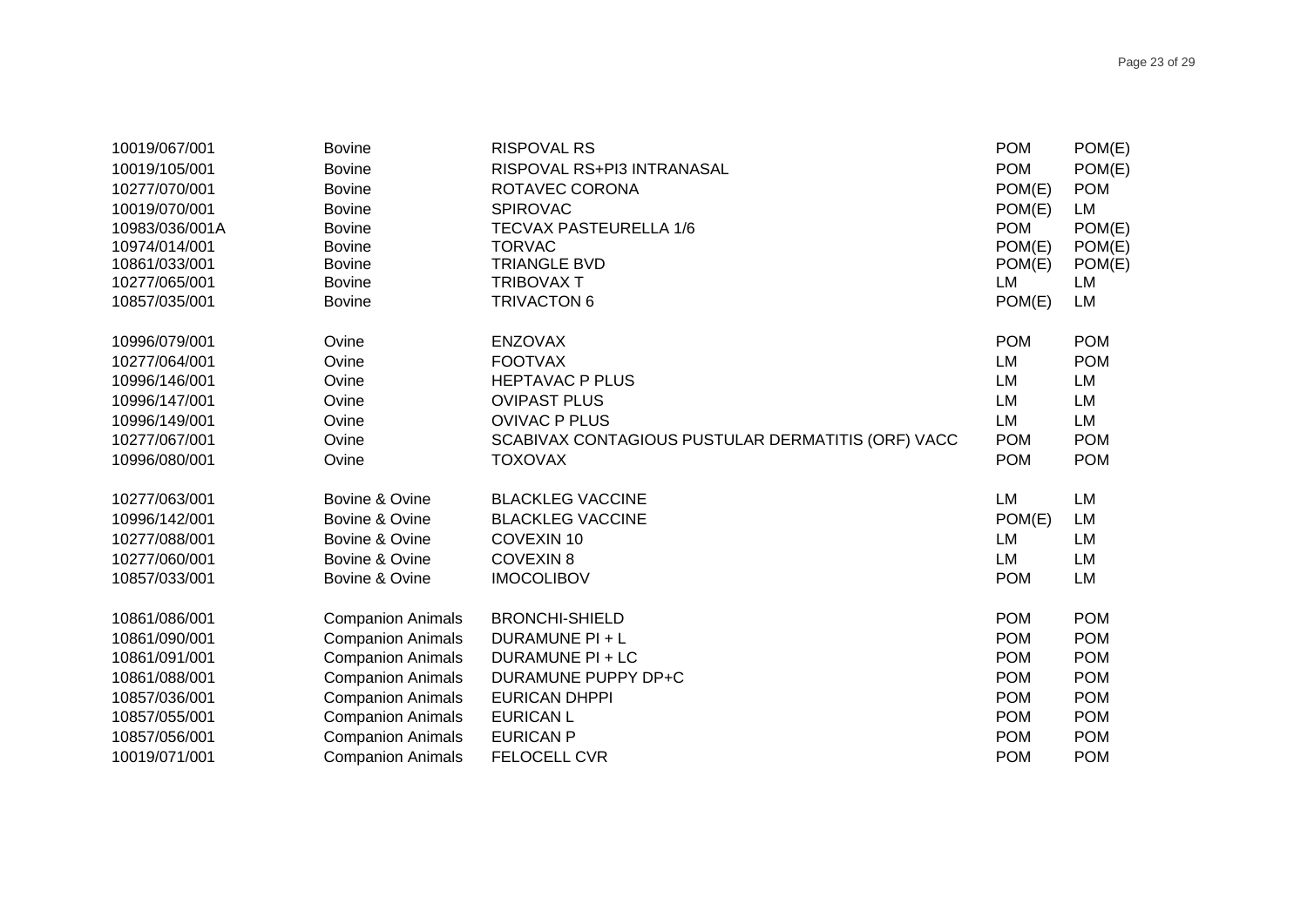| | | | | |
|---|---|---|---|---|
| 10019/067/001 | Bovine | RISPOVAL RS | POM | POM(E) |
| 10019/105/001 | Bovine | RISPOVAL RS+PI3 INTRANASAL | POM | POM(E) |
| 10277/070/001 | Bovine | ROTAVEC CORONA | POM(E) | POM |
| 10019/070/001 | Bovine | SPIROVAC | POM(E) | LM |
| 10983/036/001A | Bovine | TECVAX PASTEURELLA 1/6 | POM | POM(E) |
| 10974/014/001 | Bovine | TORVAC | POM(E) | POM(E) |
| 10861/033/001 | Bovine | TRIANGLE BVD | POM(E) | POM(E) |
| 10277/065/001 | Bovine | TRIBOVAX T | LM | LM |
| 10857/035/001 | Bovine | TRIVACTON 6 | POM(E) | LM |
| 10996/079/001 | Ovine | ENZOVAX | POM | POM |
| 10277/064/001 | Ovine | FOOTVAX | LM | POM |
| 10996/146/001 | Ovine | HEPTAVAC P PLUS | LM | LM |
| 10996/147/001 | Ovine | OVIPAST PLUS | LM | LM |
| 10996/149/001 | Ovine | OVIVAC P PLUS | LM | LM |
| 10277/067/001 | Ovine | SCABIVAX CONTAGIOUS PUSTULAR DERMATITIS (ORF) VACC | POM | POM |
| 10996/080/001 | Ovine | TOXOVAX | POM | POM |
| 10277/063/001 | Bovine & Ovine | BLACKLEG VACCINE | LM | LM |
| 10996/142/001 | Bovine & Ovine | BLACKLEG VACCINE | POM(E) | LM |
| 10277/088/001 | Bovine & Ovine | COVEXIN 10 | LM | LM |
| 10277/060/001 | Bovine & Ovine | COVEXIN 8 | LM | LM |
| 10857/033/001 | Bovine & Ovine | IMOCOLIBOV | POM | LM |
| 10861/086/001 | Companion Animals | BRONCHI-SHIELD | POM | POM |
| 10861/090/001 | Companion Animals | DURAMUNE PI + L | POM | POM |
| 10861/091/001 | Companion Animals | DURAMUNE PI + LC | POM | POM |
| 10861/088/001 | Companion Animals | DURAMUNE PUPPY DP+C | POM | POM |
| 10857/036/001 | Companion Animals | EURICAN DHPPI | POM | POM |
| 10857/055/001 | Companion Animals | EURICAN L | POM | POM |
| 10857/056/001 | Companion Animals | EURICAN P | POM | POM |
| 10019/071/001 | Companion Animals | FELOCELL CVR | POM | POM |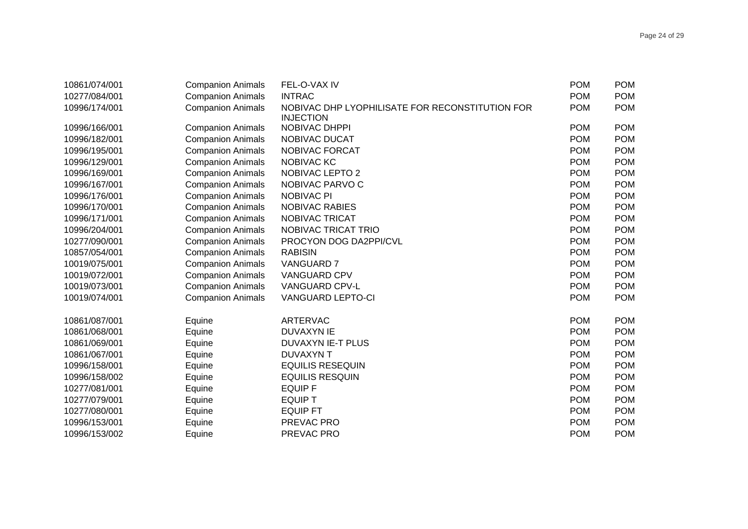| | | | | |
|---|---|---|---|---|
| 10861/074/001 | Companion Animals | FEL-O-VAX IV | POM | POM |
| 10277/084/001 | Companion Animals | INTRAC | POM | POM |
| 10996/174/001 | Companion Animals | NOBIVAC DHP LYOPHILISATE FOR RECONSTITUTION FOR INJECTION | POM | POM |
| 10996/166/001 | Companion Animals | NOBIVAC DHPPI | POM | POM |
| 10996/182/001 | Companion Animals | NOBIVAC DUCAT | POM | POM |
| 10996/195/001 | Companion Animals | NOBIVAC FORCAT | POM | POM |
| 10996/129/001 | Companion Animals | NOBIVAC KC | POM | POM |
| 10996/169/001 | Companion Animals | NOBIVAC LEPTO 2 | POM | POM |
| 10996/167/001 | Companion Animals | NOBIVAC PARVO C | POM | POM |
| 10996/176/001 | Companion Animals | NOBIVAC PI | POM | POM |
| 10996/170/001 | Companion Animals | NOBIVAC RABIES | POM | POM |
| 10996/171/001 | Companion Animals | NOBIVAC TRICAT | POM | POM |
| 10996/204/001 | Companion Animals | NOBIVAC TRICAT TRIO | POM | POM |
| 10277/090/001 | Companion Animals | PROCYON DOG DA2PPI/CVL | POM | POM |
| 10857/054/001 | Companion Animals | RABISIN | POM | POM |
| 10019/075/001 | Companion Animals | VANGUARD 7 | POM | POM |
| 10019/072/001 | Companion Animals | VANGUARD CPV | POM | POM |
| 10019/073/001 | Companion Animals | VANGUARD CPV-L | POM | POM |
| 10019/074/001 | Companion Animals | VANGUARD LEPTO-CI | POM | POM |
| 10861/087/001 | Equine | ARTERVAC | POM | POM |
| 10861/068/001 | Equine | DUVAXYN IE | POM | POM |
| 10861/069/001 | Equine | DUVAXYN IE-T PLUS | POM | POM |
| 10861/067/001 | Equine | DUVAXYN T | POM | POM |
| 10996/158/001 | Equine | EQUILIS RESEQUIN | POM | POM |
| 10996/158/002 | Equine | EQUILIS RESQUIN | POM | POM |
| 10277/081/001 | Equine | EQUIP F | POM | POM |
| 10277/079/001 | Equine | EQUIP T | POM | POM |
| 10277/080/001 | Equine | EQUIP FT | POM | POM |
| 10996/153/001 | Equine | PREVAC PRO | POM | POM |
| 10996/153/002 | Equine | PREVAC PRO | POM | POM |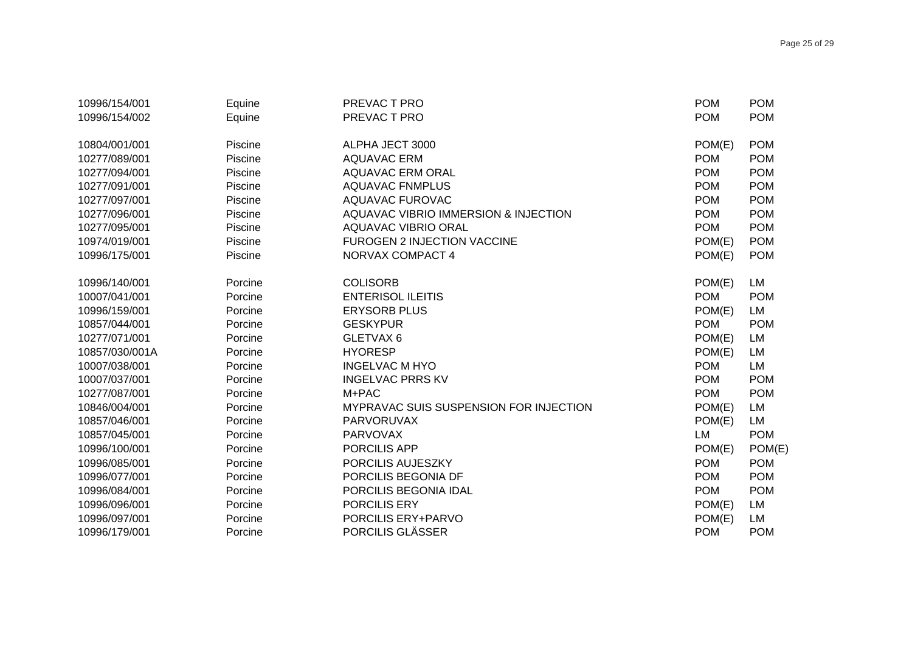| | | | | |
|---|---|---|---|---|
| 10996/154/001 | Equine | PREVAC T PRO | POM | POM |
| 10996/154/002 | Equine | PREVAC T PRO | POM | POM |
| | | | | |
| 10804/001/001 | Piscine | ALPHA JECT 3000 | POM(E) | POM |
| 10277/089/001 | Piscine | AQUAVAC ERM | POM | POM |
| 10277/094/001 | Piscine | AQUAVAC ERM ORAL | POM | POM |
| 10277/091/001 | Piscine | AQUAVAC FNMPLUS | POM | POM |
| 10277/097/001 | Piscine | AQUAVAC FUROVAC | POM | POM |
| 10277/096/001 | Piscine | AQUAVAC VIBRIO IMMERSION & INJECTION | POM | POM |
| 10277/095/001 | Piscine | AQUAVAC VIBRIO ORAL | POM | POM |
| 10974/019/001 | Piscine | FUROGEN 2 INJECTION VACCINE | POM(E) | POM |
| 10996/175/001 | Piscine | NORVAX COMPACT 4 | POM(E) | POM |
| | | | | |
| 10996/140/001 | Porcine | COLISORB | POM(E) | LM |
| 10007/041/001 | Porcine | ENTERISOL ILEITIS | POM | POM |
| 10996/159/001 | Porcine | ERYSORB PLUS | POM(E) | LM |
| 10857/044/001 | Porcine | GESKYPUR | POM | POM |
| 10277/071/001 | Porcine | GLETVAX 6 | POM(E) | LM |
| 10857/030/001A | Porcine | HYORESP | POM(E) | LM |
| 10007/038/001 | Porcine | INGELVAC M HYO | POM | LM |
| 10007/037/001 | Porcine | INGELVAC PRRS KV | POM | POM |
| 10277/087/001 | Porcine | M+PAC | POM | POM |
| 10846/004/001 | Porcine | MYPRAVAC SUIS SUSPENSION FOR INJECTION | POM(E) | LM |
| 10857/046/001 | Porcine | PARVORUVAX | POM(E) | LM |
| 10857/045/001 | Porcine | PARVOVAX | LM | POM |
| 10996/100/001 | Porcine | PORCILIS APP | POM(E) | POM(E) |
| 10996/085/001 | Porcine | PORCILIS AUJESZKY | POM | POM |
| 10996/077/001 | Porcine | PORCILIS BEGONIA DF | POM | POM |
| 10996/084/001 | Porcine | PORCILIS BEGONIA IDAL | POM | POM |
| 10996/096/001 | Porcine | PORCILIS ERY | POM(E) | LM |
| 10996/097/001 | Porcine | PORCILIS ERY+PARVO | POM(E) | LM |
| 10996/179/001 | Porcine | PORCILIS GLÄSSER | POM | POM |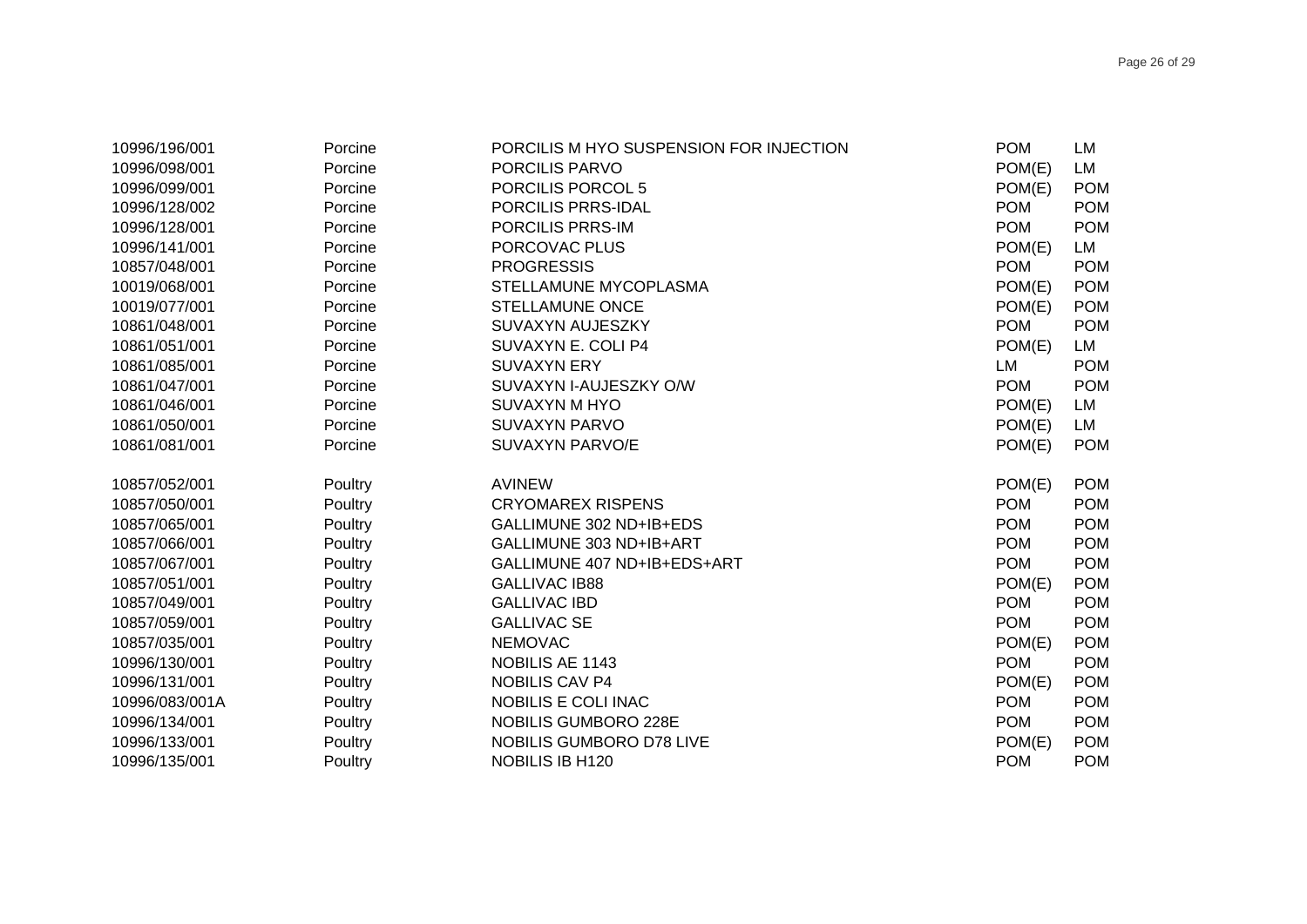| | | | | |
|---|---|---|---|---|
| 10996/196/001 | Porcine | PORCILIS M HYO SUSPENSION FOR INJECTION | POM | LM |
| 10996/098/001 | Porcine | PORCILIS PARVO | POM(E) | LM |
| 10996/099/001 | Porcine | PORCILIS PORCOL 5 | POM(E) | POM |
| 10996/128/002 | Porcine | PORCILIS PRRS-IDAL | POM | POM |
| 10996/128/001 | Porcine | PORCILIS PRRS-IM | POM | POM |
| 10996/141/001 | Porcine | PORCOVAC PLUS | POM(E) | LM |
| 10857/048/001 | Porcine | PROGRESSIS | POM | POM |
| 10019/068/001 | Porcine | STELLAMUNE MYCOPLASMA | POM(E) | POM |
| 10019/077/001 | Porcine | STELLAMUNE ONCE | POM(E) | POM |
| 10861/048/001 | Porcine | SUVAXYN AUJESZKY | POM | POM |
| 10861/051/001 | Porcine | SUVAXYN E. COLI P4 | POM(E) | LM |
| 10861/085/001 | Porcine | SUVAXYN ERY | LM | POM |
| 10861/047/001 | Porcine | SUVAXYN I-AUJESZKY O/W | POM | POM |
| 10861/046/001 | Porcine | SUVAXYN M HYO | POM(E) | LM |
| 10861/050/001 | Porcine | SUVAXYN PARVO | POM(E) | LM |
| 10861/081/001 | Porcine | SUVAXYN PARVO/E | POM(E) | POM |
| 10857/052/001 | Poultry | AVINEW | POM(E) | POM |
| 10857/050/001 | Poultry | CRYOMAREX RISPENS | POM | POM |
| 10857/065/001 | Poultry | GALLIMUNE 302 ND+IB+EDS | POM | POM |
| 10857/066/001 | Poultry | GALLIMUNE 303 ND+IB+ART | POM | POM |
| 10857/067/001 | Poultry | GALLIMUNE 407 ND+IB+EDS+ART | POM | POM |
| 10857/051/001 | Poultry | GALLIVAC IB88 | POM(E) | POM |
| 10857/049/001 | Poultry | GALLIVAC IBD | POM | POM |
| 10857/059/001 | Poultry | GALLIVAC SE | POM | POM |
| 10857/035/001 | Poultry | NEMOVAC | POM(E) | POM |
| 10996/130/001 | Poultry | NOBILIS AE 1143 | POM | POM |
| 10996/131/001 | Poultry | NOBILIS CAV P4 | POM(E) | POM |
| 10996/083/001A | Poultry | NOBILIS E COLI INAC | POM | POM |
| 10996/134/001 | Poultry | NOBILIS GUMBORO 228E | POM | POM |
| 10996/133/001 | Poultry | NOBILIS GUMBORO D78 LIVE | POM(E) | POM |
| 10996/135/001 | Poultry | NOBILIS IB H120 | POM | POM |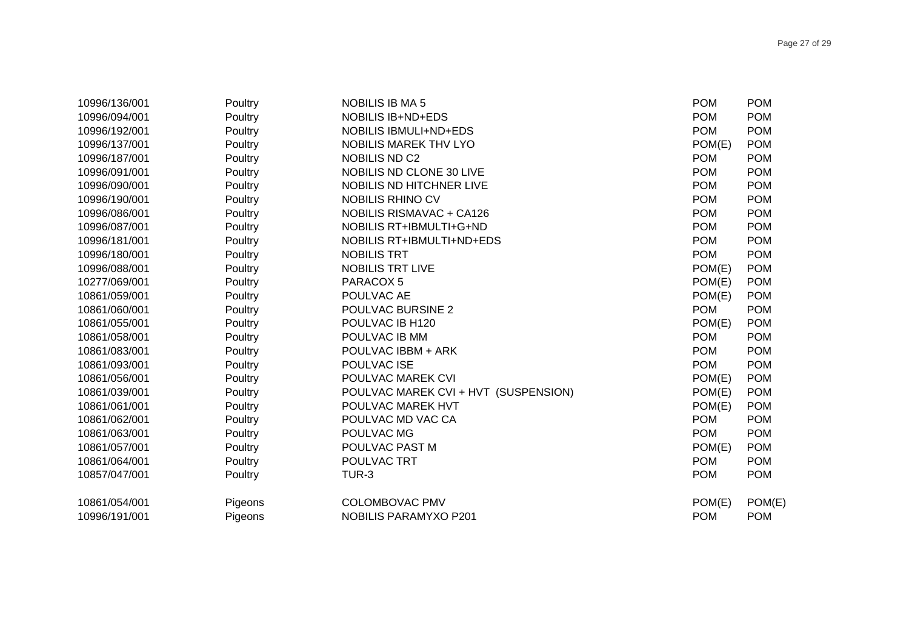| | | | | |
|---|---|---|---|---|
| 10996/136/001 | Poultry | NOBILIS IB MA 5 | POM | POM |
| 10996/094/001 | Poultry | NOBILIS IB+ND+EDS | POM | POM |
| 10996/192/001 | Poultry | NOBILIS IBMULI+ND+EDS | POM | POM |
| 10996/137/001 | Poultry | NOBILIS MAREK THV LYO | POM(E) | POM |
| 10996/187/001 | Poultry | NOBILIS ND C2 | POM | POM |
| 10996/091/001 | Poultry | NOBILIS ND CLONE 30 LIVE | POM | POM |
| 10996/090/001 | Poultry | NOBILIS ND HITCHNER LIVE | POM | POM |
| 10996/190/001 | Poultry | NOBILIS RHINO CV | POM | POM |
| 10996/086/001 | Poultry | NOBILIS RISMAVAC + CA126 | POM | POM |
| 10996/087/001 | Poultry | NOBILIS RT+IBMULTI+G+ND | POM | POM |
| 10996/181/001 | Poultry | NOBILIS RT+IBMULTI+ND+EDS | POM | POM |
| 10996/180/001 | Poultry | NOBILIS TRT | POM | POM |
| 10996/088/001 | Poultry | NOBILIS TRT LIVE | POM(E) | POM |
| 10277/069/001 | Poultry | PARACOX 5 | POM(E) | POM |
| 10861/059/001 | Poultry | POULVAC AE | POM(E) | POM |
| 10861/060/001 | Poultry | POULVAC BURSINE 2 | POM | POM |
| 10861/055/001 | Poultry | POULVAC IB H120 | POM(E) | POM |
| 10861/058/001 | Poultry | POULVAC IB MM | POM | POM |
| 10861/083/001 | Poultry | POULVAC IBBM + ARK | POM | POM |
| 10861/093/001 | Poultry | POULVAC ISE | POM | POM |
| 10861/056/001 | Poultry | POULVAC MAREK CVI | POM(E) | POM |
| 10861/039/001 | Poultry | POULVAC MAREK CVI + HVT (SUSPENSION) | POM(E) | POM |
| 10861/061/001 | Poultry | POULVAC MAREK HVT | POM(E) | POM |
| 10861/062/001 | Poultry | POULVAC MD VAC CA | POM | POM |
| 10861/063/001 | Poultry | POULVAC MG | POM | POM |
| 10861/057/001 | Poultry | POULVAC PAST M | POM(E) | POM |
| 10861/064/001 | Poultry | POULVAC TRT | POM | POM |
| 10857/047/001 | Poultry | TUR-3 | POM | POM |
| 10861/054/001 | Pigeons | COLOMBOVAC PMV | POM(E) | POM(E) |
| 10996/191/001 | Pigeons | NOBILIS PARAMYXO P201 | POM | POM |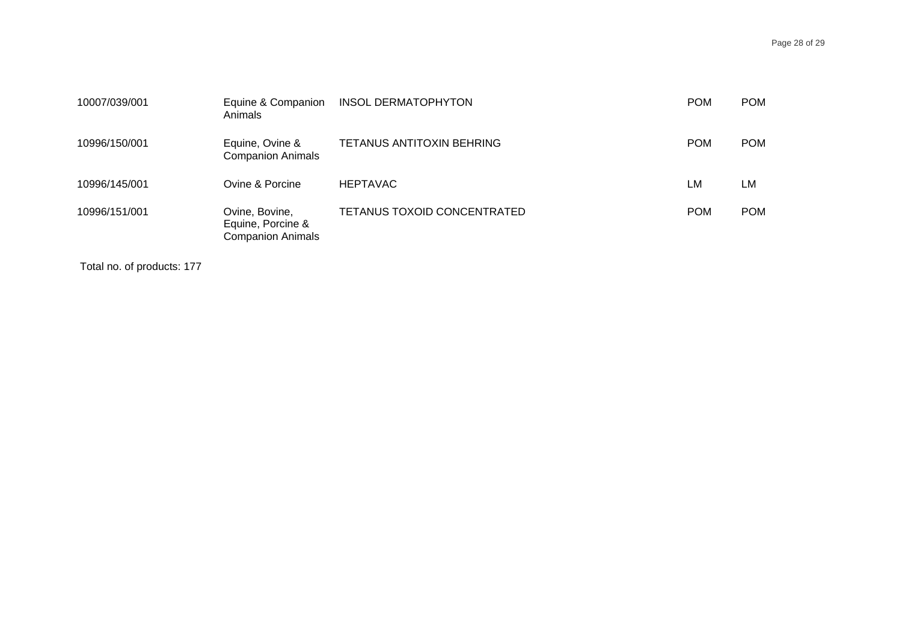| | | | | |
|---|---|---|---|---|
| 10007/039/001 | Equine & Companion Animals | INSOL DERMATOPHYTON | POM | POM |
| 10996/150/001 | Equine, Ovine & Companion Animals | TETANUS ANTITOXIN BEHRING | POM | POM |
| 10996/145/001 | Ovine & Porcine | HEPTAVAC | LM | LM |
| 10996/151/001 | Ovine, Bovine, Equine, Porcine & Companion Animals | TETANUS TOXOID CONCENTRATED | POM | POM |

Total no. of products: 177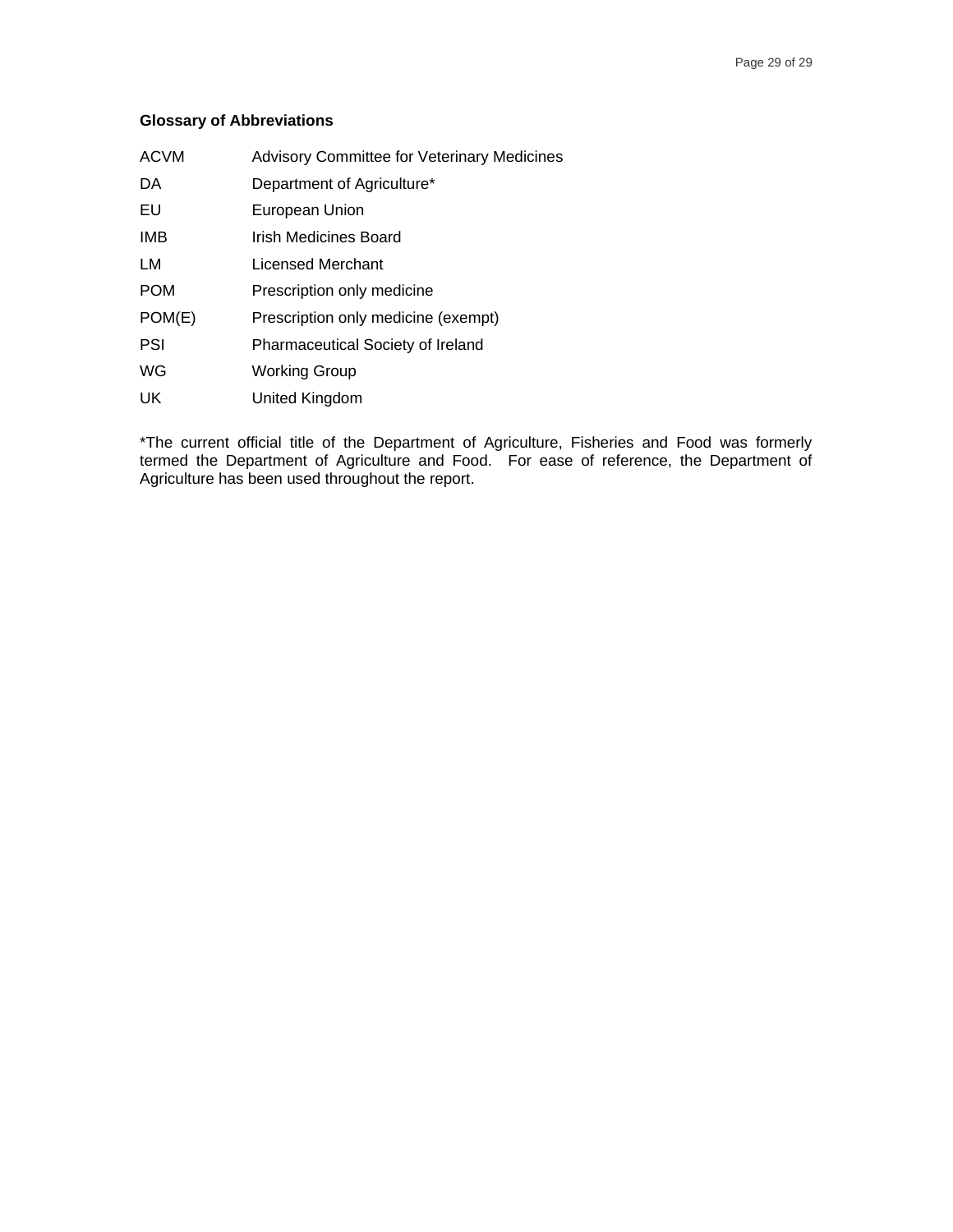## Glossary of Abbreviations

| | |
|---|---|
| ACVM | Advisory Committee for Veterinary Medicines |
| DA | Department of Agriculture* |
| EU | European Union |
| IMB | Irish Medicines Board |
| LM | Licensed Merchant |
| POM | Prescription only medicine |
| POM(E) | Prescription only medicine (exempt) |
| PSI | Pharmaceutical Society of Ireland |
| WG | Working Group |
| UK | United Kingdom |

*The current official title of the Department of Agriculture, Fisheries and Food was formerly termed the Department of Agriculture and Food. For ease of reference, the Department of Agriculture has been used throughout the report.